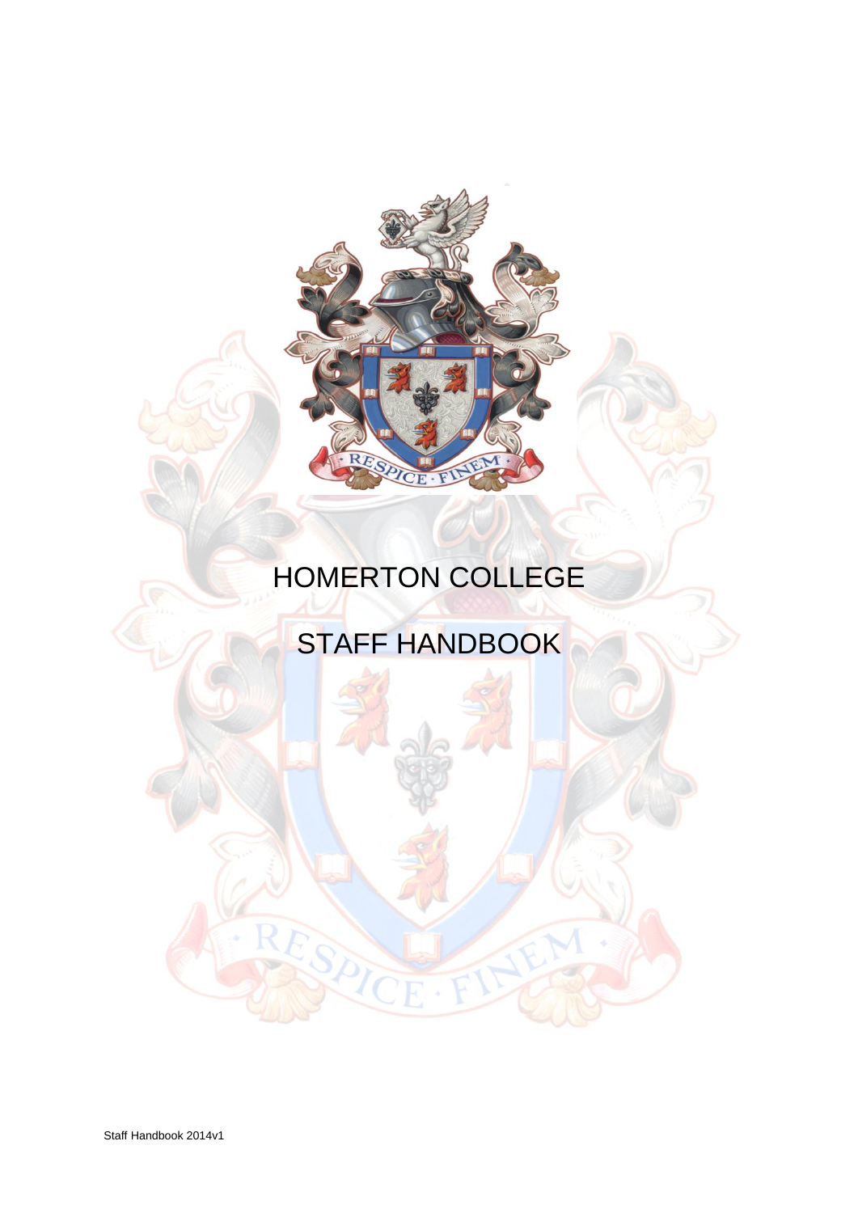# HOMERTON COLLEGE

# STAFF HANDBOOK

Staff Handbook 2014v1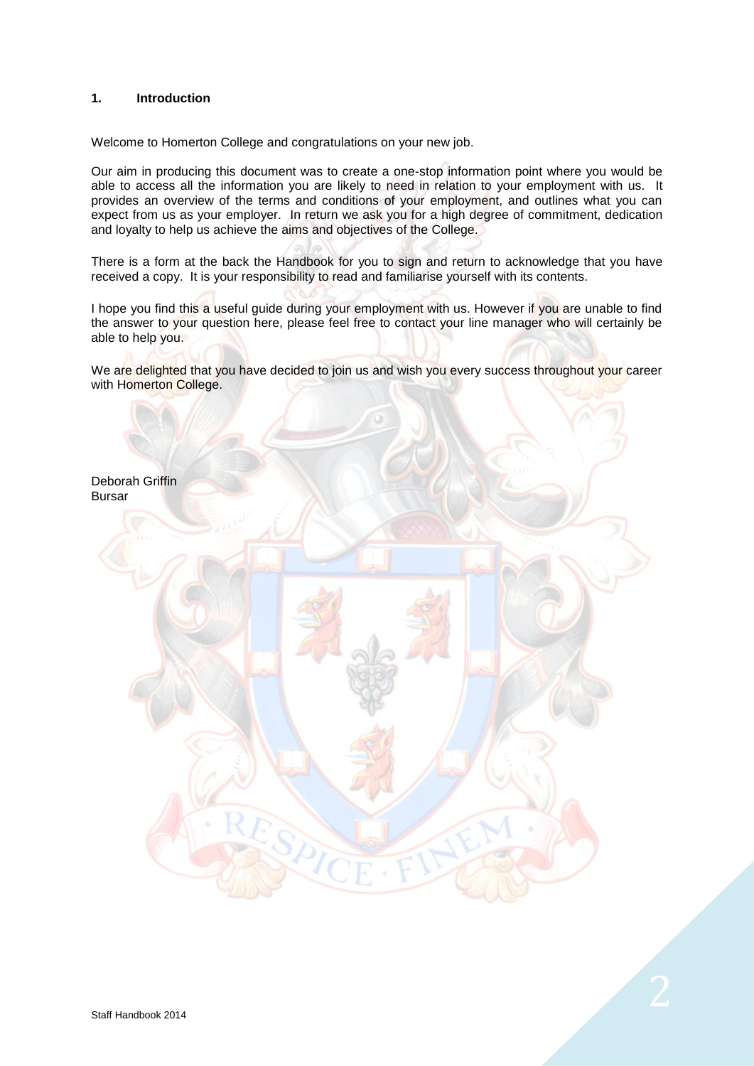## 1. Introduction

Welcome to Homerton College and congratulations on your new job.

Our aim in producing this document was to create a one-stop information point where you would be able to access all the information you are likely to need in relation to your employment with us. It provides an overview of the terms and conditions of your employment, and outlines what you can expect from us as your employer. In return we ask you for a high degree of commitment, dedication and loyalty to help us achieve the aims and objectives of the College.

There is a form at the back the Handbook for you to sign and return to acknowledge that you have received a copy. It is your responsibility to read and familiarise yourself with its contents.

I hope you find this a useful guide during your employment with us. However if you are unable to find the answer to your question here, please feel free to contact your line manager who will certainly be able to help you.

We are delighted that you have decided to join us and wish you every success throughout your career with Homerton College.

Deborah Griffin
Bursar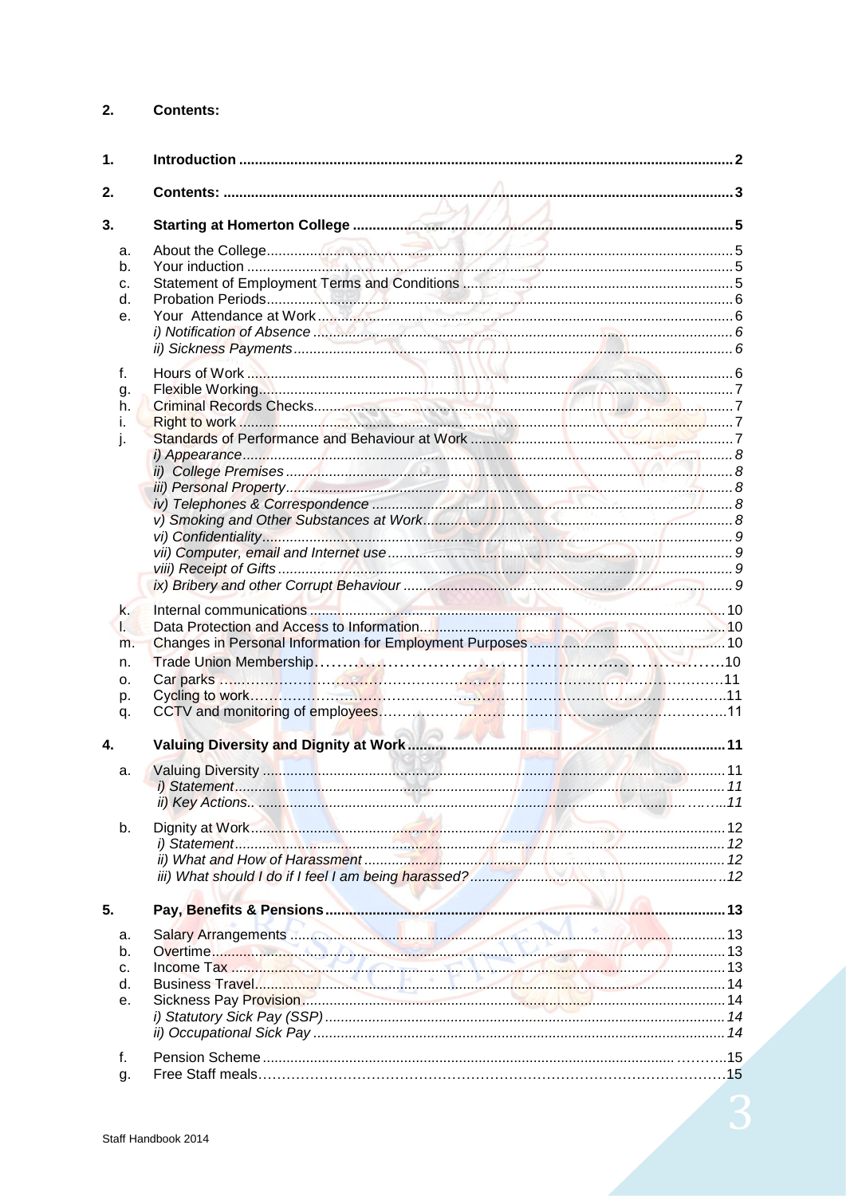## 2. Contents:

**1. Introduction** ..... 2

**2. Contents:** ..... 3

**3. Starting at Homerton College** ..... 5

- a. About the College ..... 5
- b. Your induction ..... 5
- c. Statement of Employment Terms and Conditions ..... 5
- d. Probation Periods ..... 6
- e. Your Attendance at Work ..... 6
  - *i) Notification of Absence* ..... 6
  - *ii) Sickness Payments* ..... 6
- f. Hours of Work ..... 6
- g. Flexible Working ..... 7
- h. Criminal Records Checks ..... 7
- i. Right to work ..... 7
- j. Standards of Performance and Behaviour at Work ..... 7
  - *i) Appearance* ..... 8
  - *ii) College Premises* ..... 8
  - *iii) Personal Property* ..... 8
  - *iv) Telephones & Correspondence* ..... 8
  - *v) Smoking and Other Substances at Work* ..... 8
  - *vi) Confidentiality* ..... 9
  - *vii) Computer, email and Internet use* ..... 9
  - *viii) Receipt of Gifts* ..... 9
  - *ix) Bribery and other Corrupt Behaviour* ..... 9
- k. Internal communications ..... 10
- l. Data Protection and Access to Information ..... 10
- m. Changes in Personal Information for Employment Purposes ..... 10
- n. Trade Union Membership ..... 10
- o. Car parks ..... 11
- p. Cycling to work ..... 11
- q. CCTV and monitoring of employees ..... 11

**4. Valuing Diversity and Dignity at Work** ..... 11

- a. Valuing Diversity ..... 11
  - *i) Statement* ..... 11
  - *ii) Key Actions* ..... 11
- b. Dignity at Work ..... 12
  - *i) Statement* ..... 12
  - *ii) What and How of Harassment* ..... 12
  - *iii) What should I do if I feel I am being harassed?* ..... 12

**5. Pay, Benefits & Pensions** ..... 13

- a. Salary Arrangements ..... 13
- b. Overtime ..... 13
- c. Income Tax ..... 13
- d. Business Travel ..... 14
- e. Sickness Pay Provision ..... 14
  - *i) Statutory Sick Pay (SSP)* ..... 14
  - *ii) Occupational Sick Pay* ..... 14
- f. Pension Scheme ..... 15
- g. Free Staff meals ..... 15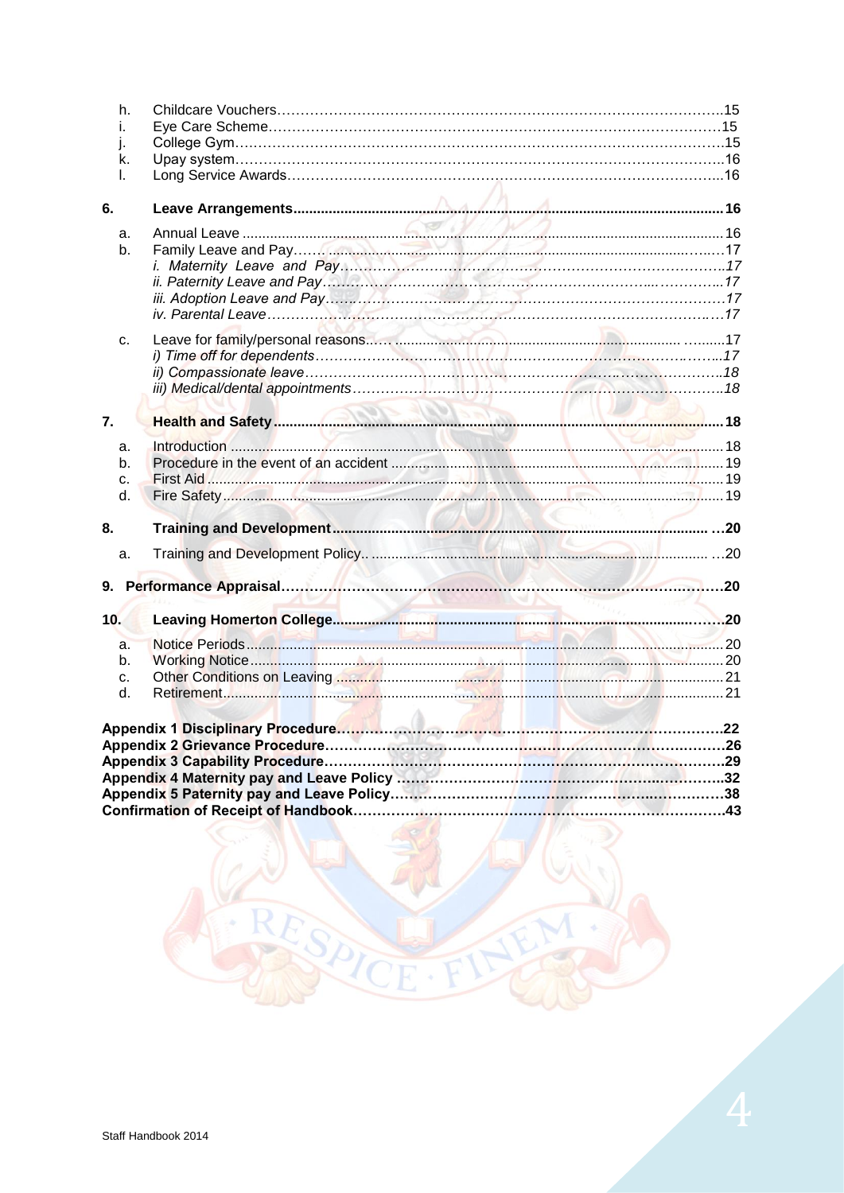h. Childcare Vouchers……………………………………………………………………………………15
i. Eye Care Scheme………………………………………………………………………………………15
j. College Gym……………………………………………………………………………………………15
k. Upay system……………………………………………………………………………………………16
l. Long Service Awards…………………………………………………………………………………16

**6. Leave Arrangements..........................................................................................................16**

a. Annual Leave ..........................................................................................................16
b. Family Leave and Pay……..........................................................................................17
   *i. Maternity Leave and Pay……………………………………………………………………17*
   *ii. Paternity Leave and Pay……………………………………………………………………17*
   *iii. Adoption Leave and Pay……………………………………………………………………17*
   *iv. Parental Leave………………………………………………………………………………17*

c. Leave for family/personal reasons……......................................................................17
   *i) Time off for dependents……………………………………………………………………17*
   *ii) Compassionate leave………………………………………………………………………18*
   *iii) Medical/dental appointments……………………………………………………………18*

**7. Health and Safety..........................................................................................................18**

a. Introduction ..........................................................................................................18
b. Procedure in the event of an accident ......................................................................19
c. First Aid ..........................................................................................................19
d. Fire Safety..........................................................................................................19

**8. Training and Development..........................................................................................20**

a. Training and Development Policy.. ..........................................................................20

**9. Performance Appraisal……………………………………………………………………………20**

**10. Leaving Homerton College..........................................................................................20**

a. Notice Periods..........................................................................................................20
b. Working Notice..........................................................................................................20
c. Other Conditions on Leaving ..........................................................................................21
d. Retirement..........................................................................................................21

**Appendix 1 Disciplinary Procedure……………………………………………………………………22**
**Appendix 2 Grievance Procedure………………………………………………………………………26**
**Appendix 3 Capability Procedure………………………………………………………………………29**
**Appendix 4 Maternity pay and Leave Policy ……………………………………………………………32**
**Appendix 5 Paternity pay and Leave Policy……………………………………………………………38**
**Confirmation of Receipt of Handbook……………………………………………………………………43**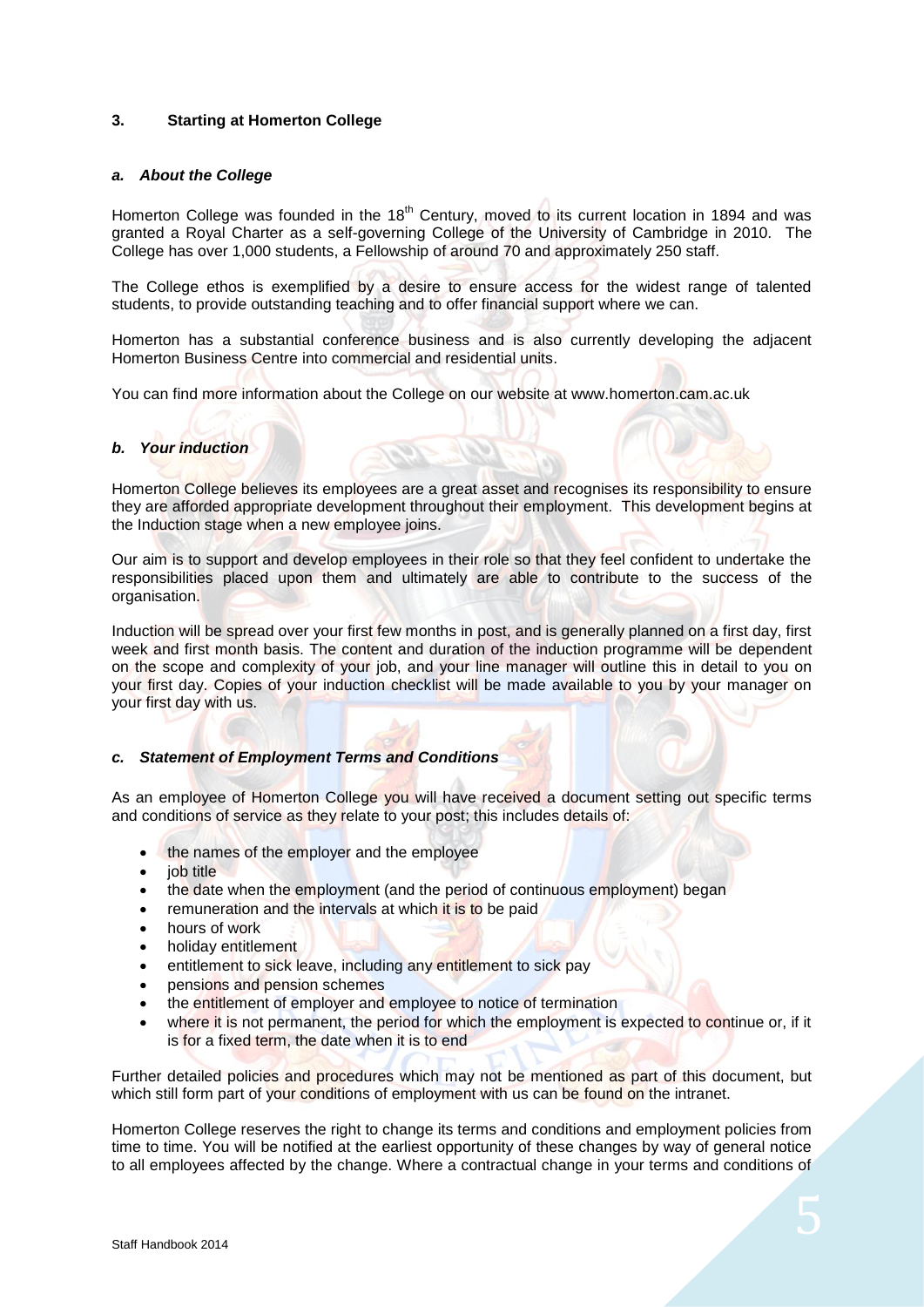## 3. Starting at Homerton College

### *a. About the College*

Homerton College was founded in the 18th Century, moved to its current location in 1894 and was granted a Royal Charter as a self-governing College of the University of Cambridge in 2010. The College has over 1,000 students, a Fellowship of around 70 and approximately 250 staff.

The College ethos is exemplified by a desire to ensure access for the widest range of talented students, to provide outstanding teaching and to offer financial support where we can.

Homerton has a substantial conference business and is also currently developing the adjacent Homerton Business Centre into commercial and residential units.

You can find more information about the College on our website at www.homerton.cam.ac.uk

### *b. Your induction*

Homerton College believes its employees are a great asset and recognises its responsibility to ensure they are afforded appropriate development throughout their employment. This development begins at the Induction stage when a new employee joins.

Our aim is to support and develop employees in their role so that they feel confident to undertake the responsibilities placed upon them and ultimately are able to contribute to the success of the organisation.

Induction will be spread over your first few months in post, and is generally planned on a first day, first week and first month basis. The content and duration of the induction programme will be dependent on the scope and complexity of your job, and your line manager will outline this in detail to you on your first day. Copies of your induction checklist will be made available to you by your manager on your first day with us.

### *c. Statement of Employment Terms and Conditions*

As an employee of Homerton College you will have received a document setting out specific terms and conditions of service as they relate to your post; this includes details of:

- the names of the employer and the employee
- job title
- the date when the employment (and the period of continuous employment) began
- remuneration and the intervals at which it is to be paid
- hours of work
- holiday entitlement
- entitlement to sick leave, including any entitlement to sick pay
- pensions and pension schemes
- the entitlement of employer and employee to notice of termination
- where it is not permanent, the period for which the employment is expected to continue or, if it is for a fixed term, the date when it is to end

Further detailed policies and procedures which may not be mentioned as part of this document, but which still form part of your conditions of employment with us can be found on the intranet.

Homerton College reserves the right to change its terms and conditions and employment policies from time to time. You will be notified at the earliest opportunity of these changes by way of general notice to all employees affected by the change. Where a contractual change in your terms and conditions of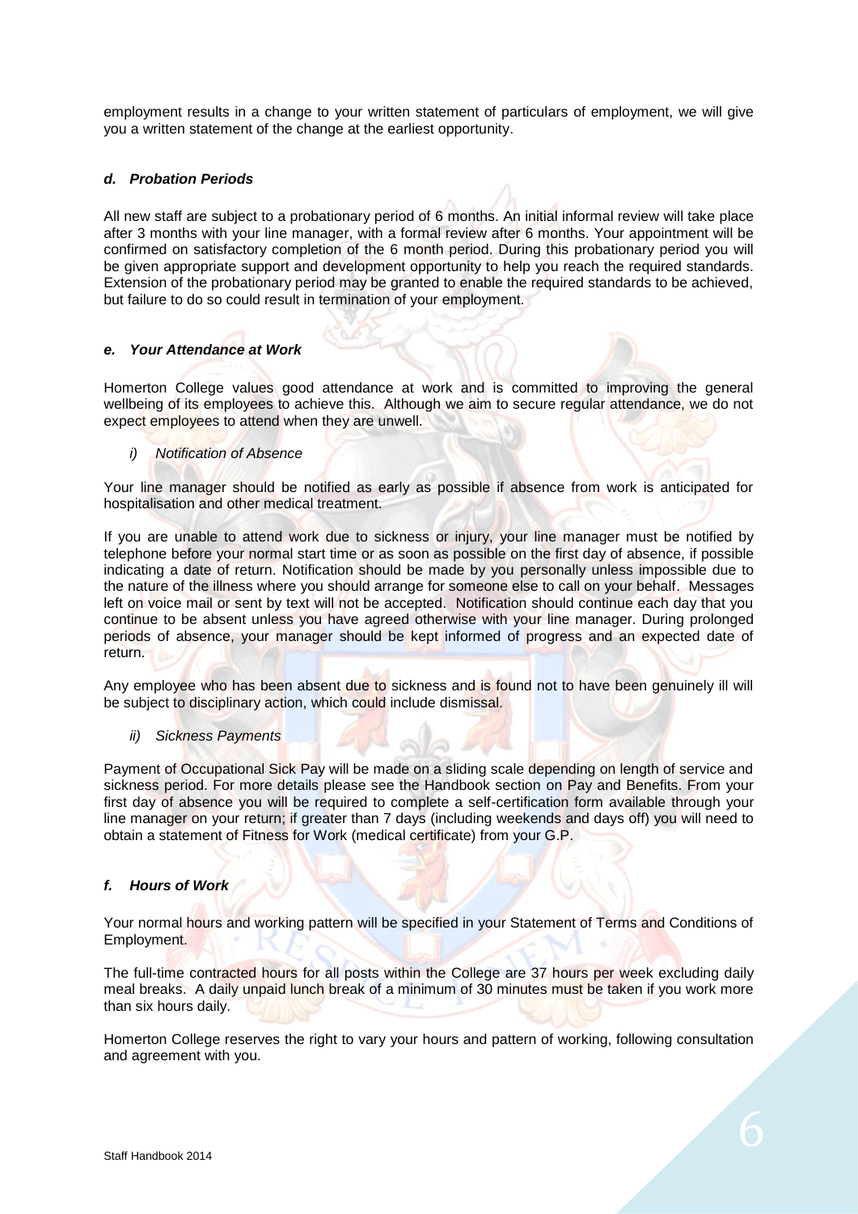employment results in a change to your written statement of particulars of employment, we will give you a written statement of the change at the earliest opportunity.

### *d. Probation Periods*

All new staff are subject to a probationary period of 6 months. An initial informal review will take place after 3 months with your line manager, with a formal review after 6 months. Your appointment will be confirmed on satisfactory completion of the 6 month period. During this probationary period you will be given appropriate support and development opportunity to help you reach the required standards. Extension of the probationary period may be granted to enable the required standards to be achieved, but failure to do so could result in termination of your employment.

### *e. Your Attendance at Work*

Homerton College values good attendance at work and is committed to improving the general wellbeing of its employees to achieve this. Although we aim to secure regular attendance, we do not expect employees to attend when they are unwell.

#### *i) Notification of Absence*

Your line manager should be notified as early as possible if absence from work is anticipated for hospitalisation and other medical treatment.

If you are unable to attend work due to sickness or injury, your line manager must be notified by telephone before your normal start time or as soon as possible on the first day of absence, if possible indicating a date of return. Notification should be made by you personally unless impossible due to the nature of the illness where you should arrange for someone else to call on your behalf. Messages left on voice mail or sent by text will not be accepted. Notification should continue each day that you continue to be absent unless you have agreed otherwise with your line manager. During prolonged periods of absence, your manager should be kept informed of progress and an expected date of return.

Any employee who has been absent due to sickness and is found not to have been genuinely ill will be subject to disciplinary action, which could include dismissal.

#### *ii) Sickness Payments*

Payment of Occupational Sick Pay will be made on a sliding scale depending on length of service and sickness period. For more details please see the Handbook section on Pay and Benefits. From your first day of absence you will be required to complete a self-certification form available through your line manager on your return; if greater than 7 days (including weekends and days off) you will need to obtain a statement of Fitness for Work (medical certificate) from your G.P.

### *f. Hours of Work*

Your normal hours and working pattern will be specified in your Statement of Terms and Conditions of Employment.

The full-time contracted hours for all posts within the College are 37 hours per week excluding daily meal breaks. A daily unpaid lunch break of a minimum of 30 minutes must be taken if you work more than six hours daily.

Homerton College reserves the right to vary your hours and pattern of working, following consultation and agreement with you.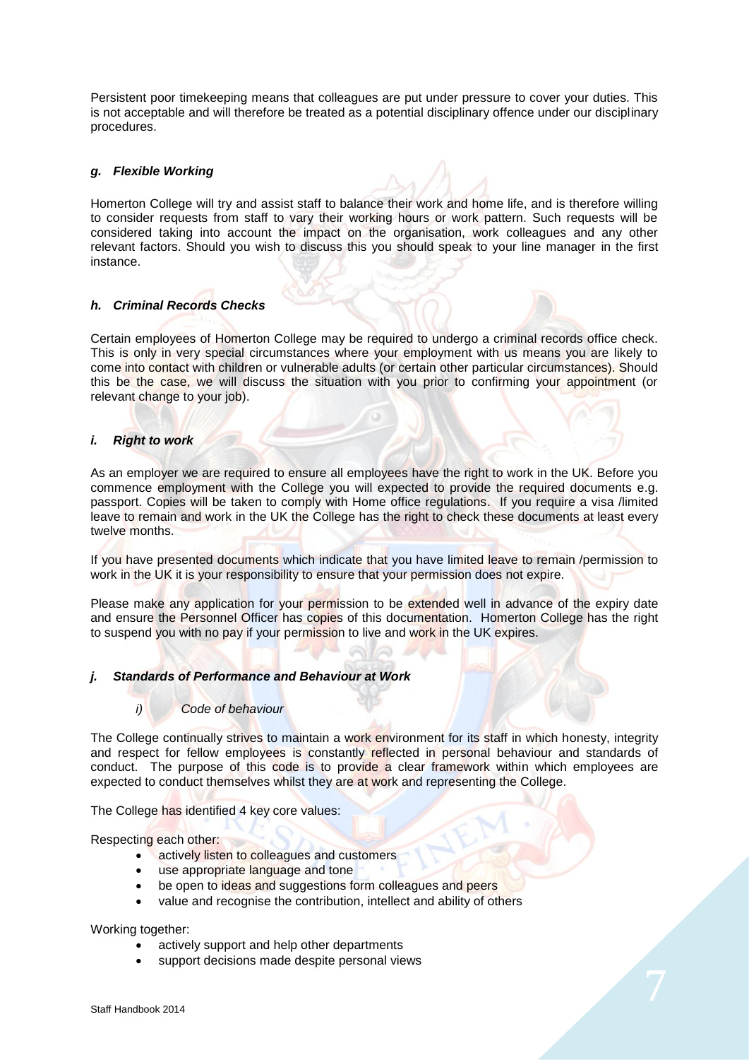Persistent poor timekeeping means that colleagues are put under pressure to cover your duties. This is not acceptable and will therefore be treated as a potential disciplinary offence under our disciplinary procedures.

### *g. Flexible Working*

Homerton College will try and assist staff to balance their work and home life, and is therefore willing to consider requests from staff to vary their working hours or work pattern. Such requests will be considered taking into account the impact on the organisation, work colleagues and any other relevant factors. Should you wish to discuss this you should speak to your line manager in the first instance.

### *h. Criminal Records Checks*

Certain employees of Homerton College may be required to undergo a criminal records office check. This is only in very special circumstances where your employment with us means you are likely to come into contact with children or vulnerable adults (or certain other particular circumstances). Should this be the case, we will discuss the situation with you prior to confirming your appointment (or relevant change to your job).

### *i. Right to work*

As an employer we are required to ensure all employees have the right to work in the UK. Before you commence employment with the College you will expected to provide the required documents e.g. passport. Copies will be taken to comply with Home office regulations. If you require a visa /limited leave to remain and work in the UK the College has the right to check these documents at least every twelve months.

If you have presented documents which indicate that you have limited leave to remain /permission to work in the UK it is your responsibility to ensure that your permission does not expire.

Please make any application for your permission to be extended well in advance of the expiry date and ensure the Personnel Officer has copies of this documentation. Homerton College has the right to suspend you with no pay if your permission to live and work in the UK expires.

### *j. Standards of Performance and Behaviour at Work*

#### *i) Code of behaviour*

The College continually strives to maintain a work environment for its staff in which honesty, integrity and respect for fellow employees is constantly reflected in personal behaviour and standards of conduct. The purpose of this code is to provide a clear framework within which employees are expected to conduct themselves whilst they are at work and representing the College.

The College has identified 4 key core values:

Respecting each other:

- actively listen to colleagues and customers
- use appropriate language and tone
- be open to ideas and suggestions form colleagues and peers
- value and recognise the contribution, intellect and ability of others

Working together:

- actively support and help other departments
- support decisions made despite personal views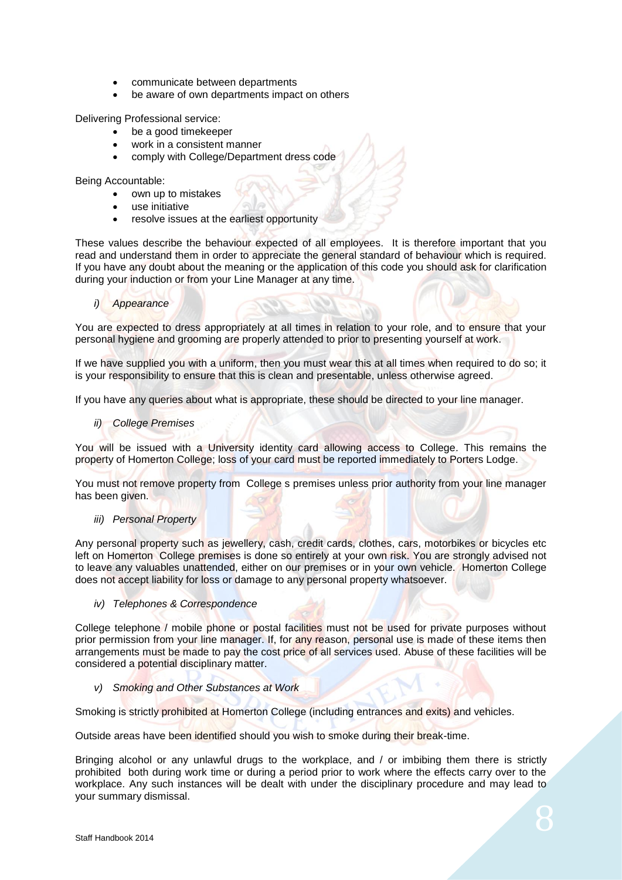- communicate between departments
- be aware of own departments impact on others

Delivering Professional service:

- be a good timekeeper
- work in a consistent manner
- comply with College/Department dress code

Being Accountable:

- own up to mistakes
- use initiative
- resolve issues at the earliest opportunity

These values describe the behaviour expected of all employees. It is therefore important that you read and understand them in order to appreciate the general standard of behaviour which is required. If you have any doubt about the meaning or the application of this code you should ask for clarification during your induction or from your Line Manager at any time.

*i) Appearance*

You are expected to dress appropriately at all times in relation to your role, and to ensure that your personal hygiene and grooming are properly attended to prior to presenting yourself at work.

If we have supplied you with a uniform, then you must wear this at all times when required to do so; it is your responsibility to ensure that this is clean and presentable, unless otherwise agreed.

If you have any queries about what is appropriate, these should be directed to your line manager.

*ii) College Premises*

You will be issued with a University identity card allowing access to College. This remains the property of Homerton College; loss of your card must be reported immediately to Porters Lodge.

You must not remove property from College s premises unless prior authority from your line manager has been given.

*iii) Personal Property*

Any personal property such as jewellery, cash, credit cards, clothes, cars, motorbikes or bicycles etc left on Homerton College premises is done so entirely at your own risk. You are strongly advised not to leave any valuables unattended, either on our premises or in your own vehicle. Homerton College does not accept liability for loss or damage to any personal property whatsoever.

*iv) Telephones & Correspondence*

College telephone / mobile phone or postal facilities must not be used for private purposes without prior permission from your line manager. If, for any reason, personal use is made of these items then arrangements must be made to pay the cost price of all services used. Abuse of these facilities will be considered a potential disciplinary matter.

*v) Smoking and Other Substances at Work*

Smoking is strictly prohibited at Homerton College (including entrances and exits) and vehicles.

Outside areas have been identified should you wish to smoke during their break-time.

Bringing alcohol or any unlawful drugs to the workplace, and / or imbibing them there is strictly prohibited both during work time or during a period prior to work where the effects carry over to the workplace. Any such instances will be dealt with under the disciplinary procedure and may lead to your summary dismissal.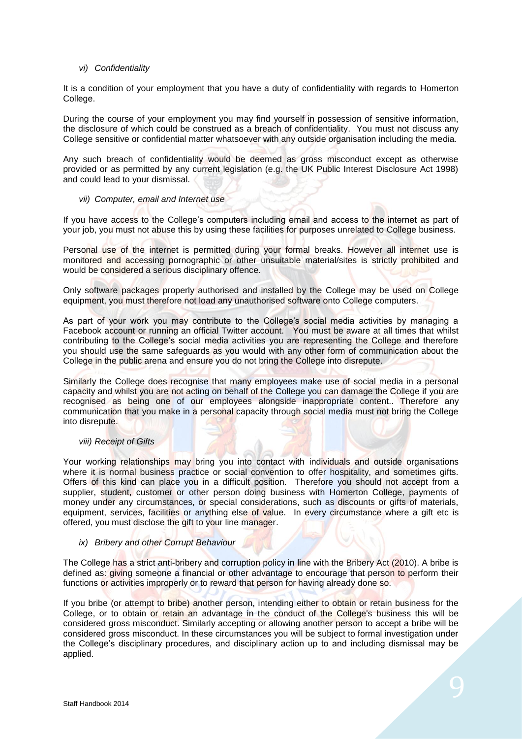### *vi) Confidentiality*

It is a condition of your employment that you have a duty of confidentiality with regards to Homerton College.

During the course of your employment you may find yourself in possession of sensitive information, the disclosure of which could be construed as a breach of confidentiality. You must not discuss any College sensitive or confidential matter whatsoever with any outside organisation including the media.

Any such breach of confidentiality would be deemed as gross misconduct except as otherwise provided or as permitted by any current legislation (e.g. the UK Public Interest Disclosure Act 1998) and could lead to your dismissal.

### *vii) Computer, email and Internet use*

If you have access to the College's computers including email and access to the internet as part of your job, you must not abuse this by using these facilities for purposes unrelated to College business.

Personal use of the internet is permitted during your formal breaks. However all internet use is monitored and accessing pornographic or other unsuitable material/sites is strictly prohibited and would be considered a serious disciplinary offence.

Only software packages properly authorised and installed by the College may be used on College equipment, you must therefore not load any unauthorised software onto College computers.

As part of your work you may contribute to the College's social media activities by managing a Facebook account or running an official Twitter account. You must be aware at all times that whilst contributing to the College's social media activities you are representing the College and therefore you should use the same safeguards as you would with any other form of communication about the College in the public arena and ensure you do not bring the College into disrepute.

Similarly the College does recognise that many employees make use of social media in a personal capacity and whilst you are not acting on behalf of the College you can damage the College if you are recognised as being one of our employees alongside inappropriate content.. Therefore any communication that you make in a personal capacity through social media must not bring the College into disrepute.

### *viii) Receipt of Gifts*

Your working relationships may bring you into contact with individuals and outside organisations where it is normal business practice or social convention to offer hospitality, and sometimes gifts. Offers of this kind can place you in a difficult position. Therefore you should not accept from a supplier, student, customer or other person doing business with Homerton College, payments of money under any circumstances, or special considerations, such as discounts or gifts of materials, equipment, services, facilities or anything else of value. In every circumstance where a gift etc is offered, you must disclose the gift to your line manager.

### *ix) Bribery and other Corrupt Behaviour*

The College has a strict anti-bribery and corruption policy in line with the Bribery Act (2010). A bribe is defined as: giving someone a financial or other advantage to encourage that person to perform their functions or activities improperly or to reward that person for having already done so.

If you bribe (or attempt to bribe) another person, intending either to obtain or retain business for the College, or to obtain or retain an advantage in the conduct of the College's business this will be considered gross misconduct. Similarly accepting or allowing another person to accept a bribe will be considered gross misconduct. In these circumstances you will be subject to formal investigation under the College's disciplinary procedures, and disciplinary action up to and including dismissal may be applied.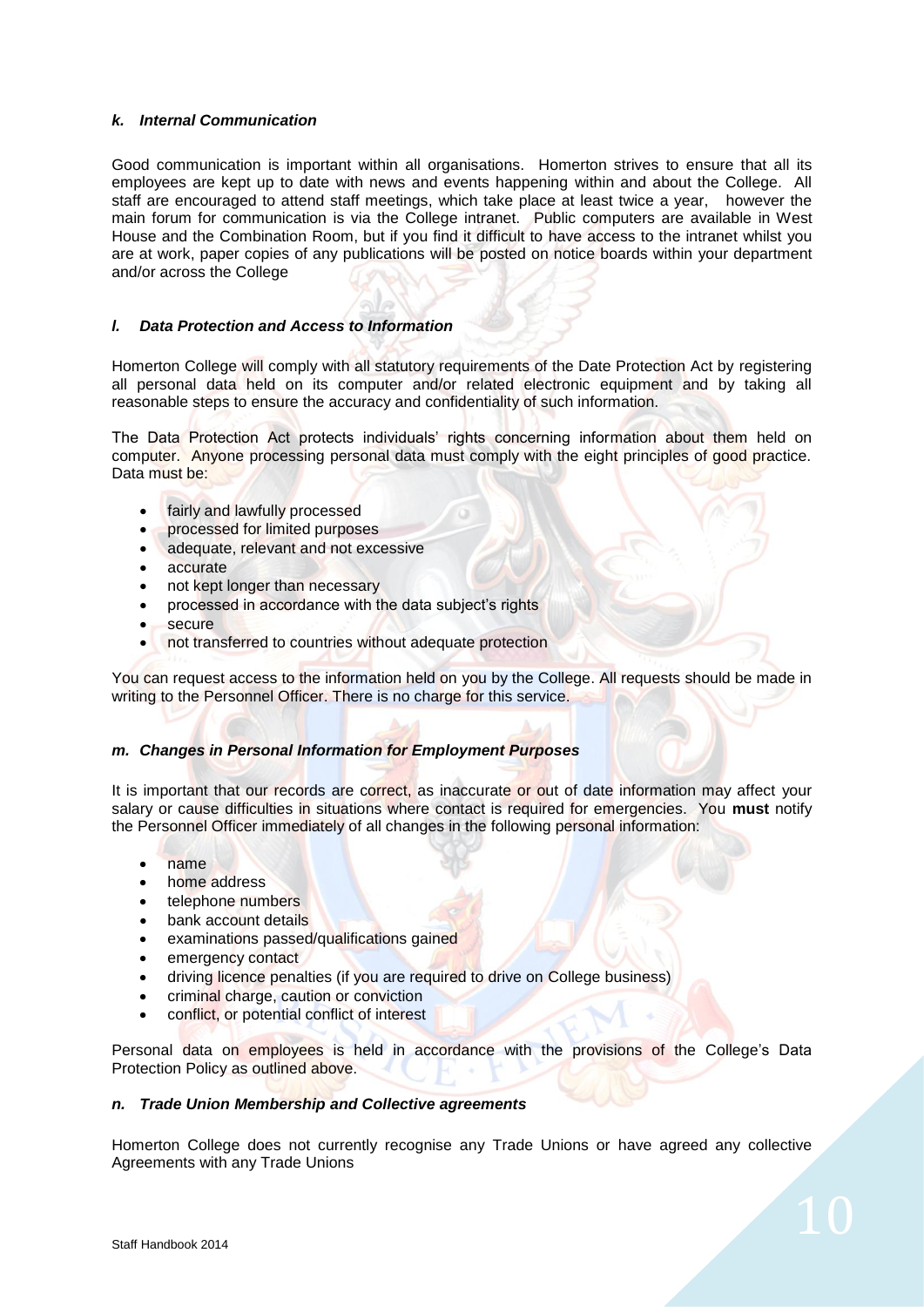### *k. Internal Communication*

Good communication is important within all organisations. Homerton strives to ensure that all its employees are kept up to date with news and events happening within and about the College. All staff are encouraged to attend staff meetings, which take place at least twice a year, however the main forum for communication is via the College intranet. Public computers are available in West House and the Combination Room, but if you find it difficult to have access to the intranet whilst you are at work, paper copies of any publications will be posted on notice boards within your department and/or across the College

### *l. Data Protection and Access to Information*

Homerton College will comply with all statutory requirements of the Date Protection Act by registering all personal data held on its computer and/or related electronic equipment and by taking all reasonable steps to ensure the accuracy and confidentiality of such information.

The Data Protection Act protects individuals' rights concerning information about them held on computer. Anyone processing personal data must comply with the eight principles of good practice. Data must be:

- fairly and lawfully processed
- processed for limited purposes
- adequate, relevant and not excessive
- accurate
- not kept longer than necessary
- processed in accordance with the data subject's rights
- secure
- not transferred to countries without adequate protection

You can request access to the information held on you by the College. All requests should be made in writing to the Personnel Officer. There is no charge for this service.

### *m. Changes in Personal Information for Employment Purposes*

It is important that our records are correct, as inaccurate or out of date information may affect your salary or cause difficulties in situations where contact is required for emergencies. You **must** notify the Personnel Officer immediately of all changes in the following personal information:

- name
- home address
- telephone numbers
- bank account details
- examinations passed/qualifications gained
- emergency contact
- driving licence penalties (if you are required to drive on College business)
- criminal charge, caution or conviction
- conflict, or potential conflict of interest

Personal data on employees is held in accordance with the provisions of the College's Data Protection Policy as outlined above.

### *n. Trade Union Membership and Collective agreements*

Homerton College does not currently recognise any Trade Unions or have agreed any collective Agreements with any Trade Unions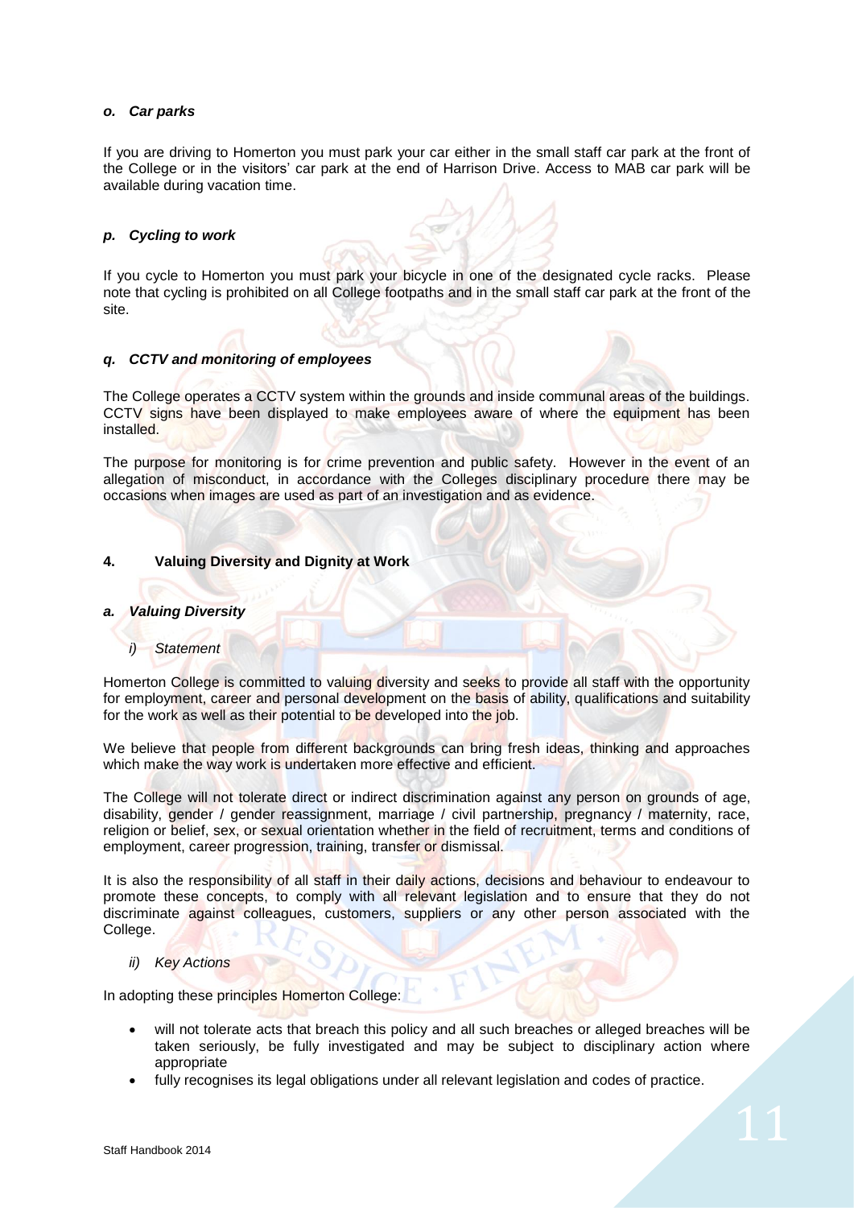***o. Car parks***

If you are driving to Homerton you must park your car either in the small staff car park at the front of the College or in the visitors' car park at the end of Harrison Drive. Access to MAB car park will be available during vacation time.

***p. Cycling to work***

If you cycle to Homerton you must park your bicycle in one of the designated cycle racks. Please note that cycling is prohibited on all College footpaths and in the small staff car park at the front of the site.

***q. CCTV and monitoring of employees***

The College operates a CCTV system within the grounds and inside communal areas of the buildings. CCTV signs have been displayed to make employees aware of where the equipment has been installed.

The purpose for monitoring is for crime prevention and public safety. However in the event of an allegation of misconduct, in accordance with the Colleges disciplinary procedure there may be occasions when images are used as part of an investigation and as evidence.

## 4. Valuing Diversity and Dignity at Work

***a. Valuing Diversity***

*i) Statement*

Homerton College is committed to valuing diversity and seeks to provide all staff with the opportunity for employment, career and personal development on the basis of ability, qualifications and suitability for the work as well as their potential to be developed into the job.

We believe that people from different backgrounds can bring fresh ideas, thinking and approaches which make the way work is undertaken more effective and efficient.

The College will not tolerate direct or indirect discrimination against any person on grounds of age, disability, gender / gender reassignment, marriage / civil partnership, pregnancy / maternity, race, religion or belief, sex, or sexual orientation whether in the field of recruitment, terms and conditions of employment, career progression, training, transfer or dismissal.

It is also the responsibility of all staff in their daily actions, decisions and behaviour to endeavour to promote these concepts, to comply with all relevant legislation and to ensure that they do not discriminate against colleagues, customers, suppliers or any other person associated with the College.

*ii) Key Actions*

In adopting these principles Homerton College:

- will not tolerate acts that breach this policy and all such breaches or alleged breaches will be taken seriously, be fully investigated and may be subject to disciplinary action where appropriate
- fully recognises its legal obligations under all relevant legislation and codes of practice.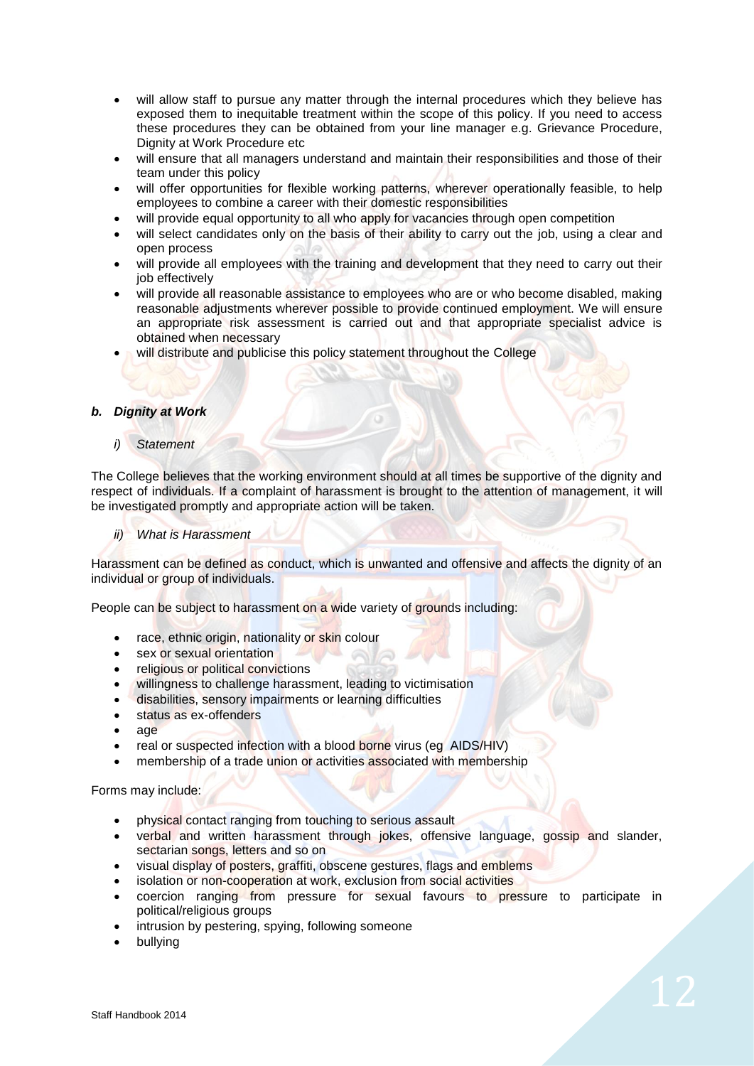- will allow staff to pursue any matter through the internal procedures which they believe has exposed them to inequitable treatment within the scope of this policy. If you need to access these procedures they can be obtained from your line manager e.g. Grievance Procedure, Dignity at Work Procedure etc
- will ensure that all managers understand and maintain their responsibilities and those of their team under this policy
- will offer opportunities for flexible working patterns, wherever operationally feasible, to help employees to combine a career with their domestic responsibilities
- will provide equal opportunity to all who apply for vacancies through open competition
- will select candidates only on the basis of their ability to carry out the job, using a clear and open process
- will provide all employees with the training and development that they need to carry out their job effectively
- will provide all reasonable assistance to employees who are or who become disabled, making reasonable adjustments wherever possible to provide continued employment. We will ensure an appropriate risk assessment is carried out and that appropriate specialist advice is obtained when necessary
- will distribute and publicise this policy statement throughout the College

### *b. Dignity at Work*

#### *i) Statement*

The College believes that the working environment should at all times be supportive of the dignity and respect of individuals. If a complaint of harassment is brought to the attention of management, it will be investigated promptly and appropriate action will be taken.

#### *ii) What is Harassment*

Harassment can be defined as conduct, which is unwanted and offensive and affects the dignity of an individual or group of individuals.

People can be subject to harassment on a wide variety of grounds including:

- race, ethnic origin, nationality or skin colour
- sex or sexual orientation
- religious or political convictions
- willingness to challenge harassment, leading to victimisation
- disabilities, sensory impairments or learning difficulties
- status as ex-offenders
- age
- real or suspected infection with a blood borne virus (eg AIDS/HIV)
- membership of a trade union or activities associated with membership

Forms may include:

- physical contact ranging from touching to serious assault
- verbal and written harassment through jokes, offensive language, gossip and slander, sectarian songs, letters and so on
- visual display of posters, graffiti, obscene gestures, flags and emblems
- isolation or non-cooperation at work, exclusion from social activities
- coercion ranging from pressure for sexual favours to pressure to participate in political/religious groups
- intrusion by pestering, spying, following someone
- bullying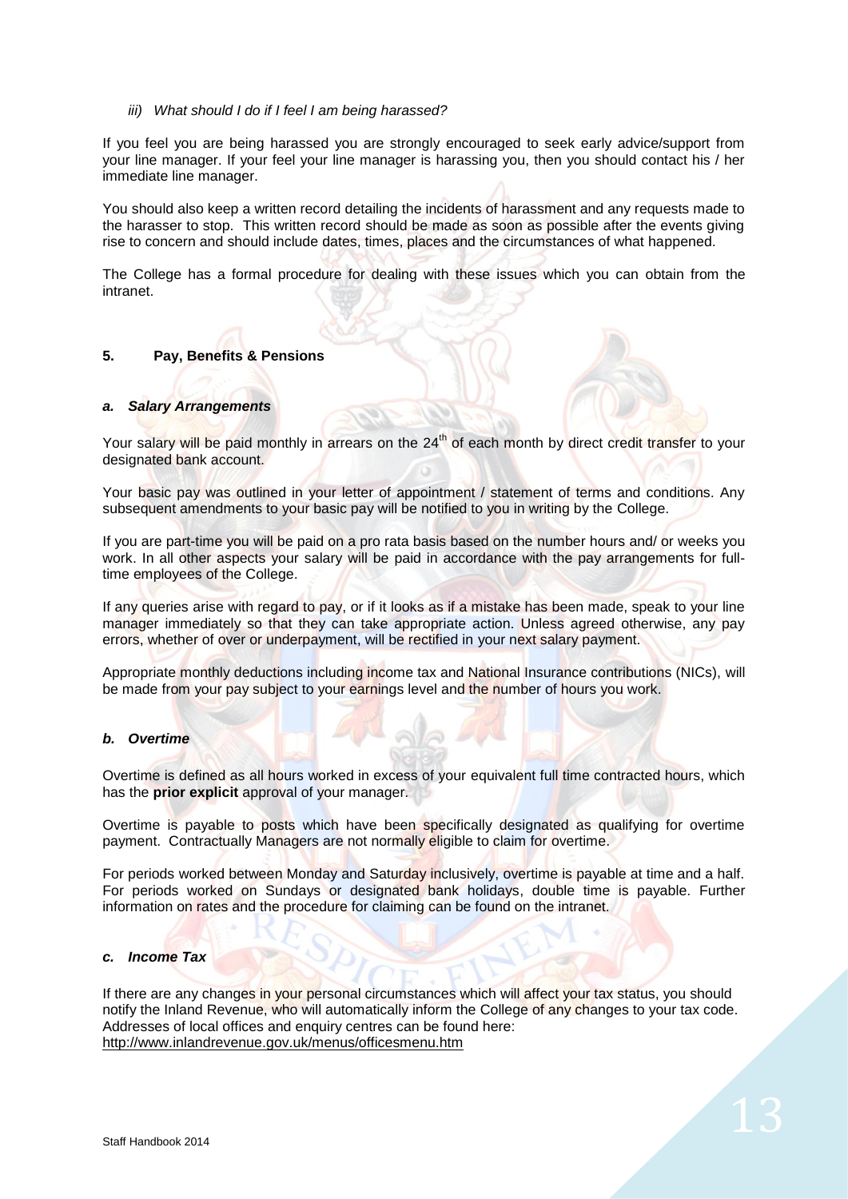*iii) What should I do if I feel I am being harassed?*

If you feel you are being harassed you are strongly encouraged to seek early advice/support from your line manager. If your feel your line manager is harassing you, then you should contact his / her immediate line manager.

You should also keep a written record detailing the incidents of harassment and any requests made to the harasser to stop. This written record should be made as soon as possible after the events giving rise to concern and should include dates, times, places and the circumstances of what happened.

The College has a formal procedure for dealing with these issues which you can obtain from the intranet.

## 5. Pay, Benefits & Pensions

### *a. Salary Arrangements*

Your salary will be paid monthly in arrears on the 24th of each month by direct credit transfer to your designated bank account.

Your basic pay was outlined in your letter of appointment / statement of terms and conditions. Any subsequent amendments to your basic pay will be notified to you in writing by the College.

If you are part-time you will be paid on a pro rata basis based on the number hours and/ or weeks you work. In all other aspects your salary will be paid in accordance with the pay arrangements for full-time employees of the College.

If any queries arise with regard to pay, or if it looks as if a mistake has been made, speak to your line manager immediately so that they can take appropriate action. Unless agreed otherwise, any pay errors, whether of over or underpayment, will be rectified in your next salary payment.

Appropriate monthly deductions including income tax and National Insurance contributions (NICs), will be made from your pay subject to your earnings level and the number of hours you work.

### *b. Overtime*

Overtime is defined as all hours worked in excess of your equivalent full time contracted hours, which has the **prior explicit** approval of your manager.

Overtime is payable to posts which have been specifically designated as qualifying for overtime payment. Contractually Managers are not normally eligible to claim for overtime.

For periods worked between Monday and Saturday inclusively, overtime is payable at time and a half. For periods worked on Sundays or designated bank holidays, double time is payable. Further information on rates and the procedure for claiming can be found on the intranet.

### *c. Income Tax*

If there are any changes in your personal circumstances which will affect your tax status, you should notify the Inland Revenue, who will automatically inform the College of any changes to your tax code. Addresses of local offices and enquiry centres can be found here:
http://www.inlandrevenue.gov.uk/menus/officesmenu.htm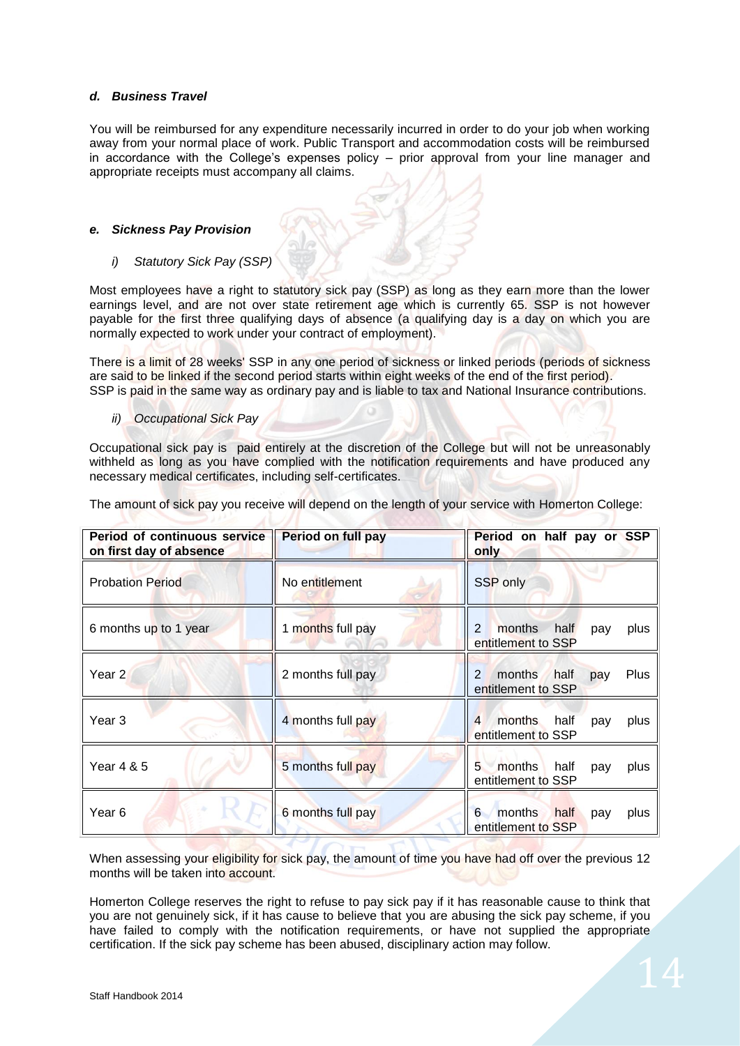#### *d. Business Travel*

You will be reimbursed for any expenditure necessarily incurred in order to do your job when working away from your normal place of work. Public Transport and accommodation costs will be reimbursed in accordance with the College's expenses policy – prior approval from your line manager and appropriate receipts must accompany all claims.

#### *e. Sickness Pay Provision*

*i) Statutory Sick Pay (SSP)*

Most employees have a right to statutory sick pay (SSP) as long as they earn more than the lower earnings level, and are not over state retirement age which is currently 65. SSP is not however payable for the first three qualifying days of absence (a qualifying day is a day on which you are normally expected to work under your contract of employment).

There is a limit of 28 weeks' SSP in any one period of sickness or linked periods (periods of sickness are said to be linked if the second period starts within eight weeks of the end of the first period). SSP is paid in the same way as ordinary pay and is liable to tax and National Insurance contributions.

*ii) Occupational Sick Pay*

Occupational sick pay is paid entirely at the discretion of the College but will not be unreasonably withheld as long as you have complied with the notification requirements and have produced any necessary medical certificates, including self-certificates.

The amount of sick pay you receive will depend on the length of your service with Homerton College:

| Period of continuous service on first day of absence | Period on full pay | Period on half pay or SSP only |
|---|---|---|
| Probation Period | No entitlement | SSP only |
| 6 months up to 1 year | 1 months full pay | 2 months half pay plus entitlement to SSP |
| Year 2 | 2 months full pay | 2 months half pay Plus entitlement to SSP |
| Year 3 | 4 months full pay | 4 months half pay plus entitlement to SSP |
| Year 4 & 5 | 5 months full pay | 5 months half pay plus entitlement to SSP |
| Year 6 | 6 months full pay | 6 months half pay plus entitlement to SSP |

When assessing your eligibility for sick pay, the amount of time you have had off over the previous 12 months will be taken into account.

Homerton College reserves the right to refuse to pay sick pay if it has reasonable cause to think that you are not genuinely sick, if it has cause to believe that you are abusing the sick pay scheme, if you have failed to comply with the notification requirements, or have not supplied the appropriate certification. If the sick pay scheme has been abused, disciplinary action may follow.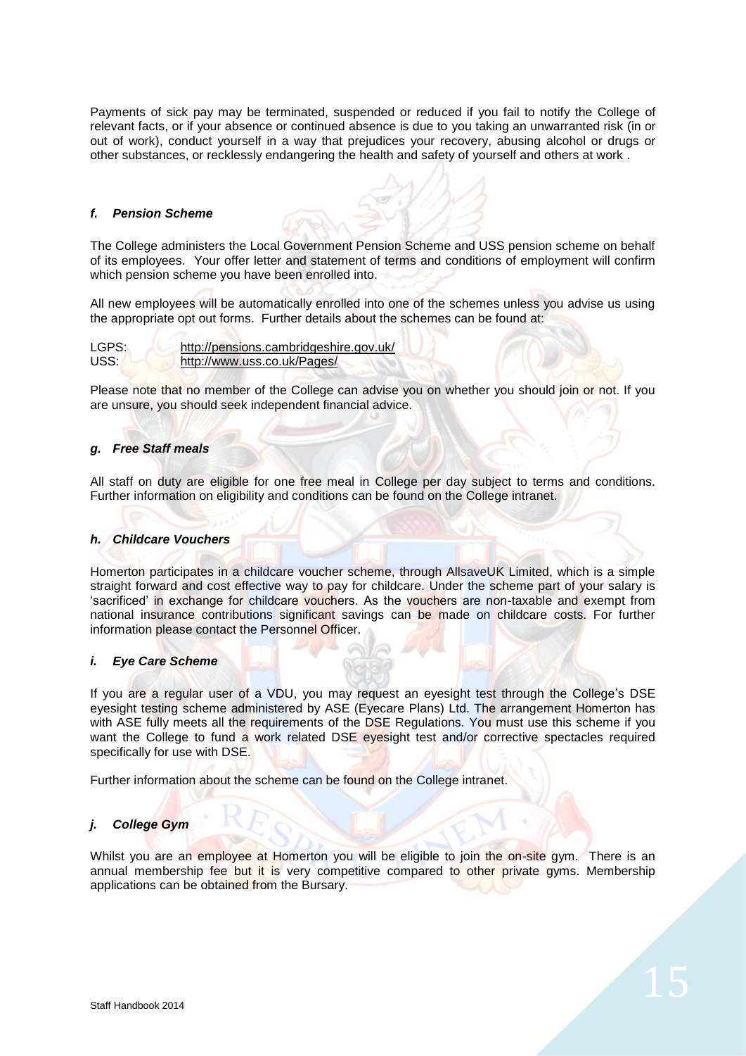Payments of sick pay may be terminated, suspended or reduced if you fail to notify the College of relevant facts, or if your absence or continued absence is due to you taking an unwarranted risk (in or out of work), conduct yourself in a way that prejudices your recovery, abusing alcohol or drugs or other substances, or recklessly endangering the health and safety of yourself and others at work .

### *f. Pension Scheme*

The College administers the Local Government Pension Scheme and USS pension scheme on behalf of its employees. Your offer letter and statement of terms and conditions of employment will confirm which pension scheme you have been enrolled into.

All new employees will be automatically enrolled into one of the schemes unless you advise us using the appropriate opt out forms. Further details about the schemes can be found at:

LGPS: http://pensions.cambridgeshire.gov.uk/
USS: http://www.uss.co.uk/Pages/

Please note that no member of the College can advise you on whether you should join or not. If you are unsure, you should seek independent financial advice.

### *g. Free Staff meals*

All staff on duty are eligible for one free meal in College per day subject to terms and conditions. Further information on eligibility and conditions can be found on the College intranet.

### *h. Childcare Vouchers*

Homerton participates in a childcare voucher scheme, through AllsaveUK Limited, which is a simple straight forward and cost effective way to pay for childcare. Under the scheme part of your salary is 'sacrificed' in exchange for childcare vouchers. As the vouchers are non-taxable and exempt from national insurance contributions significant savings can be made on childcare costs. For further information please contact the Personnel Officer.

### *i. Eye Care Scheme*

If you are a regular user of a VDU, you may request an eyesight test through the College's DSE eyesight testing scheme administered by ASE (Eyecare Plans) Ltd. The arrangement Homerton has with ASE fully meets all the requirements of the DSE Regulations. You must use this scheme if you want the College to fund a work related DSE eyesight test and/or corrective spectacles required specifically for use with DSE.

Further information about the scheme can be found on the College intranet.

### *j. College Gym*

Whilst you are an employee at Homerton you will be eligible to join the on-site gym. There is an annual membership fee but it is very competitive compared to other private gyms. Membership applications can be obtained from the Bursary.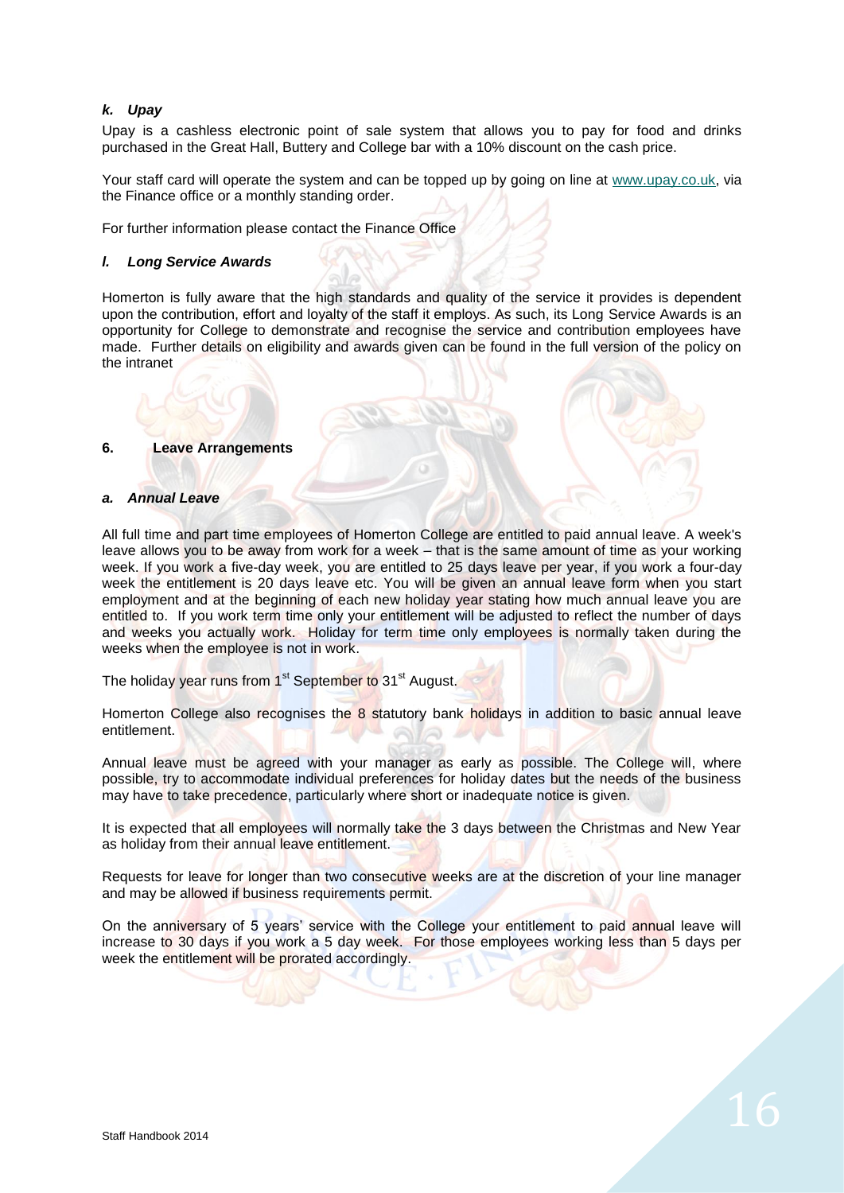### *k. Upay*

Upay is a cashless electronic point of sale system that allows you to pay for food and drinks purchased in the Great Hall, Buttery and College bar with a 10% discount on the cash price.

Your staff card will operate the system and can be topped up by going on line at [www.upay.co.uk](www.upay.co.uk), via the Finance office or a monthly standing order.

For further information please contact the Finance Office

### *l. Long Service Awards*

Homerton is fully aware that the high standards and quality of the service it provides is dependent upon the contribution, effort and loyalty of the staff it employs. As such, its Long Service Awards is an opportunity for College to demonstrate and recognise the service and contribution employees have made. Further details on eligibility and awards given can be found in the full version of the policy on the intranet

## 6. Leave Arrangements

### *a. Annual Leave*

All full time and part time employees of Homerton College are entitled to paid annual leave. A week's leave allows you to be away from work for a week – that is the same amount of time as your working week. If you work a five-day week, you are entitled to 25 days leave per year, if you work a four-day week the entitlement is 20 days leave etc. You will be given an annual leave form when you start employment and at the beginning of each new holiday year stating how much annual leave you are entitled to. If you work term time only your entitlement will be adjusted to reflect the number of days and weeks you actually work. Holiday for term time only employees is normally taken during the weeks when the employee is not in work.

The holiday year runs from 1st September to 31st August.

Homerton College also recognises the 8 statutory bank holidays in addition to basic annual leave entitlement.

Annual leave must be agreed with your manager as early as possible. The College will, where possible, try to accommodate individual preferences for holiday dates but the needs of the business may have to take precedence, particularly where short or inadequate notice is given.

It is expected that all employees will normally take the 3 days between the Christmas and New Year as holiday from their annual leave entitlement.

Requests for leave for longer than two consecutive weeks are at the discretion of your line manager and may be allowed if business requirements permit.

On the anniversary of 5 years' service with the College your entitlement to paid annual leave will increase to 30 days if you work a 5 day week. For those employees working less than 5 days per week the entitlement will be prorated accordingly.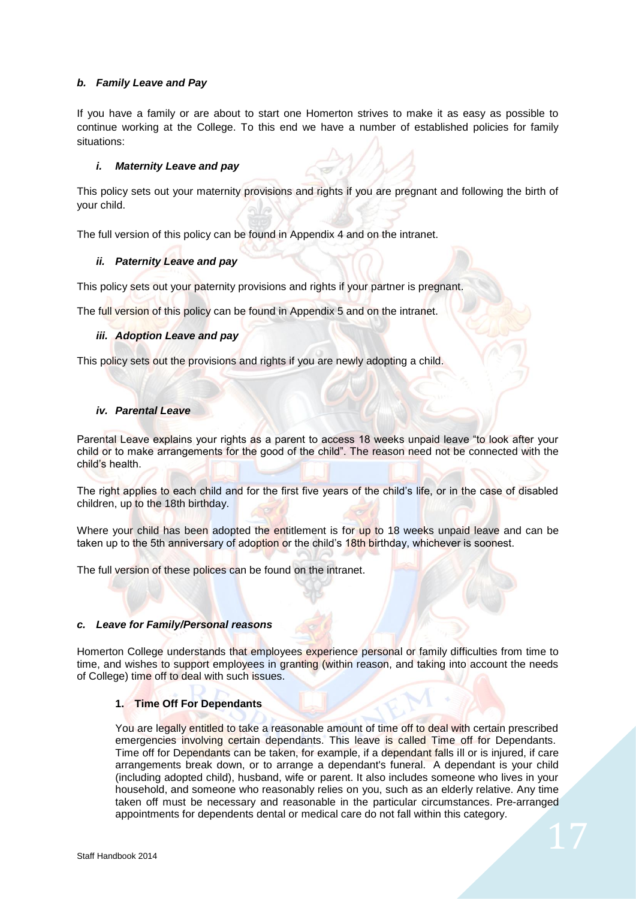### *b. Family Leave and Pay*

If you have a family or are about to start one Homerton strives to make it as easy as possible to continue working at the College. To this end we have a number of established policies for family situations:

#### *i. Maternity Leave and pay*

This policy sets out your maternity provisions and rights if you are pregnant and following the birth of your child.

The full version of this policy can be found in Appendix 4 and on the intranet.

#### *ii. Paternity Leave and pay*

This policy sets out your paternity provisions and rights if your partner is pregnant.

The full version of this policy can be found in Appendix 5 and on the intranet.

#### *iii. Adoption Leave and pay*

This policy sets out the provisions and rights if you are newly adopting a child.

#### *iv. Parental Leave*

Parental Leave explains your rights as a parent to access 18 weeks unpaid leave "to look after your child or to make arrangements for the good of the child". The reason need not be connected with the child's health.

The right applies to each child and for the first five years of the child's life, or in the case of disabled children, up to the 18th birthday.

Where your child has been adopted the entitlement is for up to 18 weeks unpaid leave and can be taken up to the 5th anniversary of adoption or the child's 18th birthday, whichever is soonest.

The full version of these polices can be found on the intranet.

### *c. Leave for Family/Personal reasons*

Homerton College understands that employees experience personal or family difficulties from time to time, and wishes to support employees in granting (within reason, and taking into account the needs of College) time off to deal with such issues.

#### 1. Time Off For Dependants

You are legally entitled to take a reasonable amount of time off to deal with certain prescribed emergencies involving certain dependants. This leave is called Time off for Dependants. Time off for Dependants can be taken, for example, if a dependant falls ill or is injured, if care arrangements break down, or to arrange a dependant's funeral. A dependant is your child (including adopted child), husband, wife or parent. It also includes someone who lives in your household, and someone who reasonably relies on you, such as an elderly relative. Any time taken off must be necessary and reasonable in the particular circumstances. Pre-arranged appointments for dependents dental or medical care do not fall within this category.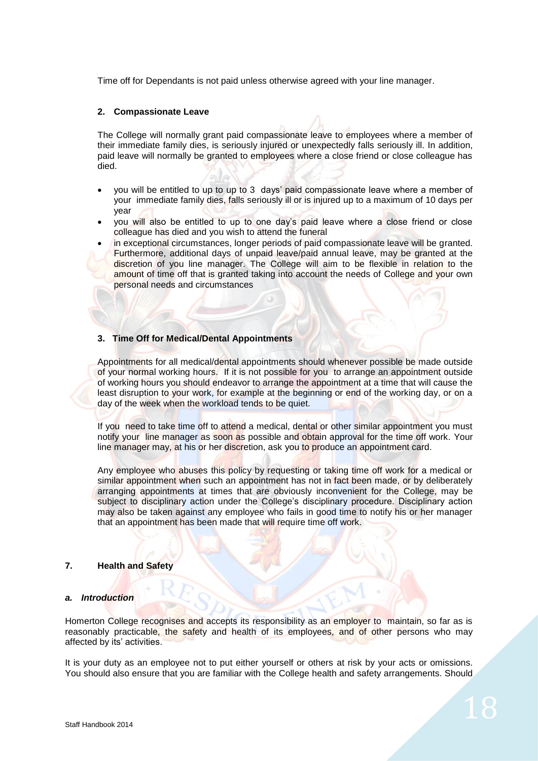Time off for Dependants is not paid unless otherwise agreed with your line manager.

### 2. Compassionate Leave

The College will normally grant paid compassionate leave to employees where a member of their immediate family dies, is seriously injured or unexpectedly falls seriously ill. In addition, paid leave will normally be granted to employees where a close friend or close colleague has died.

- you will be entitled to up to up to 3 days' paid compassionate leave where a member of your immediate family dies, falls seriously ill or is injured up to a maximum of 10 days per year
- you will also be entitled to up to one day's paid leave where a close friend or close colleague has died and you wish to attend the funeral
- in exceptional circumstances, longer periods of paid compassionate leave will be granted. Furthermore, additional days of unpaid leave/paid annual leave, may be granted at the discretion of you line manager. The College will aim to be flexible in relation to the amount of time off that is granted taking into account the needs of College and your own personal needs and circumstances

### 3. Time Off for Medical/Dental Appointments

Appointments for all medical/dental appointments should whenever possible be made outside of your normal working hours. If it is not possible for you to arrange an appointment outside of working hours you should endeavor to arrange the appointment at a time that will cause the least disruption to your work, for example at the beginning or end of the working day, or on a day of the week when the workload tends to be quiet.

If you need to take time off to attend a medical, dental or other similar appointment you must notify your line manager as soon as possible and obtain approval for the time off work. Your line manager may, at his or her discretion, ask you to produce an appointment card.

Any employee who abuses this policy by requesting or taking time off work for a medical or similar appointment when such an appointment has not in fact been made, or by deliberately arranging appointments at times that are obviously inconvenient for the College, may be subject to disciplinary action under the College's disciplinary procedure. Disciplinary action may also be taken against any employee who fails in good time to notify his or her manager that an appointment has been made that will require time off work.

## 7. Health and Safety

### *a. Introduction*

Homerton College recognises and accepts its responsibility as an employer to maintain, so far as is reasonably practicable, the safety and health of its employees, and of other persons who may affected by its' activities.

It is your duty as an employee not to put either yourself or others at risk by your acts or omissions. You should also ensure that you are familiar with the College health and safety arrangements. Should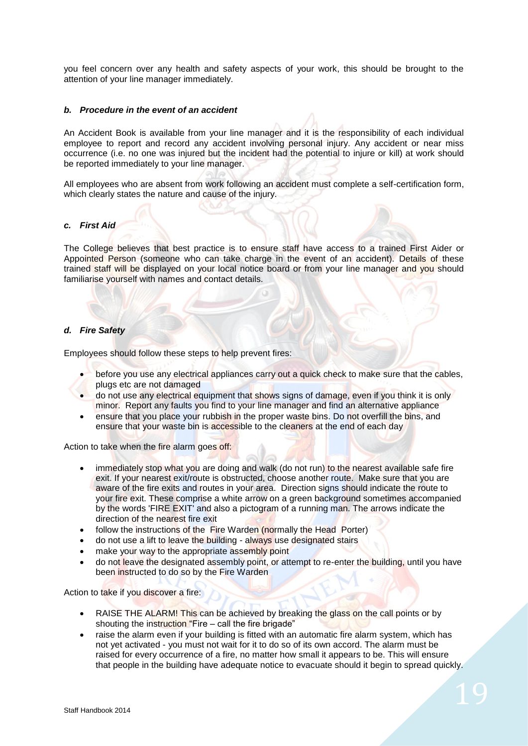you feel concern over any health and safety aspects of your work, this should be brought to the attention of your line manager immediately.

### *b. Procedure in the event of an accident*

An Accident Book is available from your line manager and it is the responsibility of each individual employee to report and record any accident involving personal injury. Any accident or near miss occurrence (i.e. no one was injured but the incident had the potential to injure or kill) at work should be reported immediately to your line manager.

All employees who are absent from work following an accident must complete a self-certification form, which clearly states the nature and cause of the injury.

### *c. First Aid*

The College believes that best practice is to ensure staff have access to a trained First Aider or Appointed Person (someone who can take charge in the event of an accident). Details of these trained staff will be displayed on your local notice board or from your line manager and you should familiarise yourself with names and contact details.

### *d. Fire Safety*

Employees should follow these steps to help prevent fires:

- before you use any electrical appliances carry out a quick check to make sure that the cables, plugs etc are not damaged
- do not use any electrical equipment that shows signs of damage, even if you think it is only minor. Report any faults you find to your line manager and find an alternative appliance
- ensure that you place your rubbish in the proper waste bins. Do not overfill the bins, and ensure that your waste bin is accessible to the cleaners at the end of each day

Action to take when the fire alarm goes off:

- immediately stop what you are doing and walk (do not run) to the nearest available safe fire exit. If your nearest exit/route is obstructed, choose another route. Make sure that you are aware of the fire exits and routes in your area. Direction signs should indicate the route to your fire exit. These comprise a white arrow on a green background sometimes accompanied by the words 'FIRE EXIT' and also a pictogram of a running man. The arrows indicate the direction of the nearest fire exit
- follow the instructions of the Fire Warden (normally the Head Porter)
- do not use a lift to leave the building - always use designated stairs
- make your way to the appropriate assembly point
- do not leave the designated assembly point, or attempt to re-enter the building, until you have been instructed to do so by the Fire Warden

Action to take if you discover a fire:

- RAISE THE ALARM! This can be achieved by breaking the glass on the call points or by shouting the instruction "Fire – call the fire brigade"
- raise the alarm even if your building is fitted with an automatic fire alarm system, which has not yet activated - you must not wait for it to do so of its own accord. The alarm must be raised for every occurrence of a fire, no matter how small it appears to be. This will ensure that people in the building have adequate notice to evacuate should it begin to spread quickly.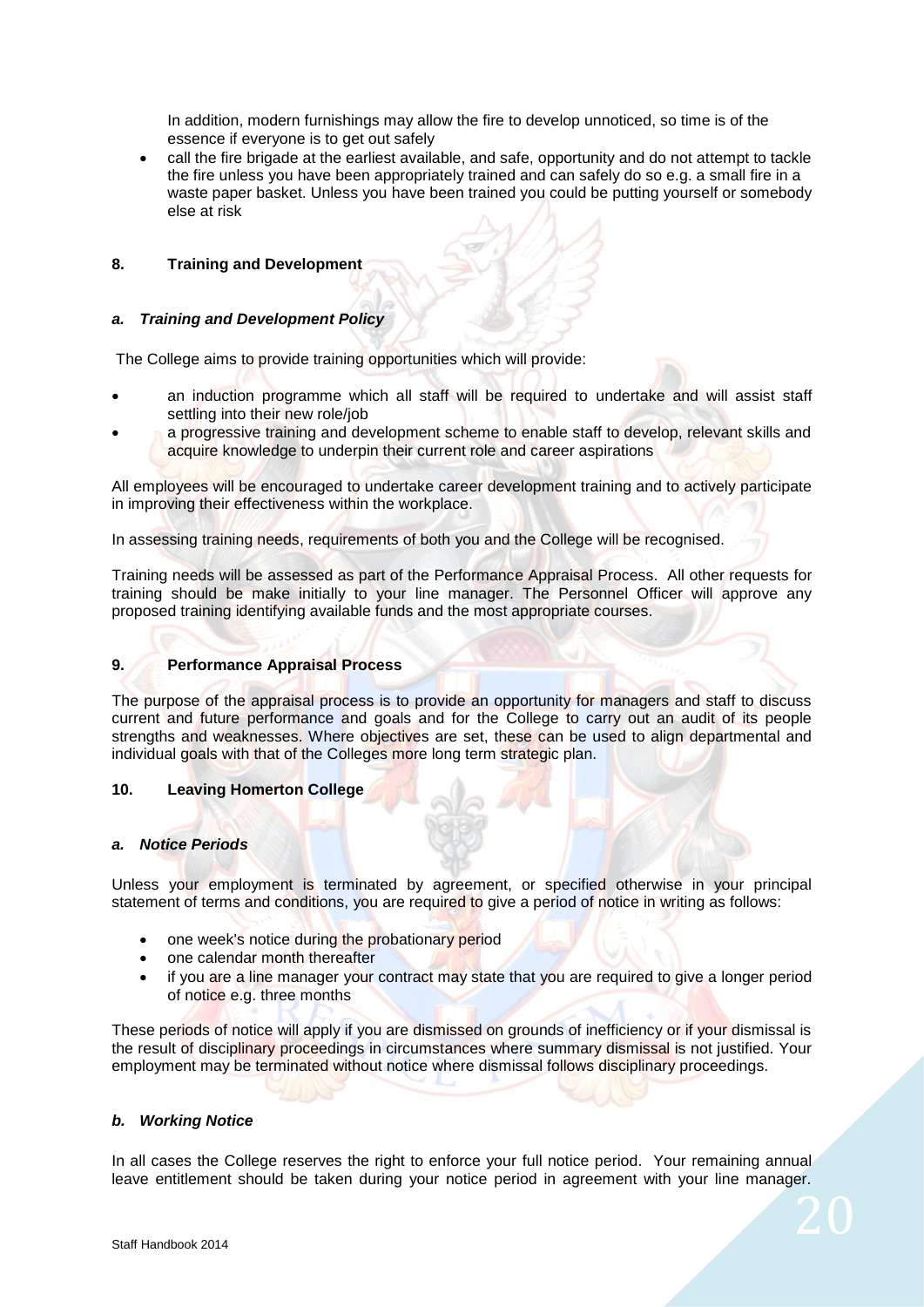In addition, modern furnishings may allow the fire to develop unnoticed, so time is of the essence if everyone is to get out safely

- call the fire brigade at the earliest available, and safe, opportunity and do not attempt to tackle the fire unless you have been appropriately trained and can safely do so e.g. a small fire in a waste paper basket. Unless you have been trained you could be putting yourself or somebody else at risk

## 8. Training and Development

### *a. Training and Development Policy*

The College aims to provide training opportunities which will provide:

- an induction programme which all staff will be required to undertake and will assist staff settling into their new role/job
- a progressive training and development scheme to enable staff to develop, relevant skills and acquire knowledge to underpin their current role and career aspirations

All employees will be encouraged to undertake career development training and to actively participate in improving their effectiveness within the workplace.

In assessing training needs, requirements of both you and the College will be recognised.

Training needs will be assessed as part of the Performance Appraisal Process. All other requests for training should be make initially to your line manager. The Personnel Officer will approve any proposed training identifying available funds and the most appropriate courses.

## 9. Performance Appraisal Process

The purpose of the appraisal process is to provide an opportunity for managers and staff to discuss current and future performance and goals and for the College to carry out an audit of its people strengths and weaknesses. Where objectives are set, these can be used to align departmental and individual goals with that of the Colleges more long term strategic plan.

## 10. Leaving Homerton College

### *a. Notice Periods*

Unless your employment is terminated by agreement, or specified otherwise in your principal statement of terms and conditions, you are required to give a period of notice in writing as follows:

- one week's notice during the probationary period
- one calendar month thereafter
- if you are a line manager your contract may state that you are required to give a longer period of notice e.g. three months

These periods of notice will apply if you are dismissed on grounds of inefficiency or if your dismissal is the result of disciplinary proceedings in circumstances where summary dismissal is not justified. Your employment may be terminated without notice where dismissal follows disciplinary proceedings.

### *b. Working Notice*

In all cases the College reserves the right to enforce your full notice period. Your remaining annual leave entitlement should be taken during your notice period in agreement with your line manager.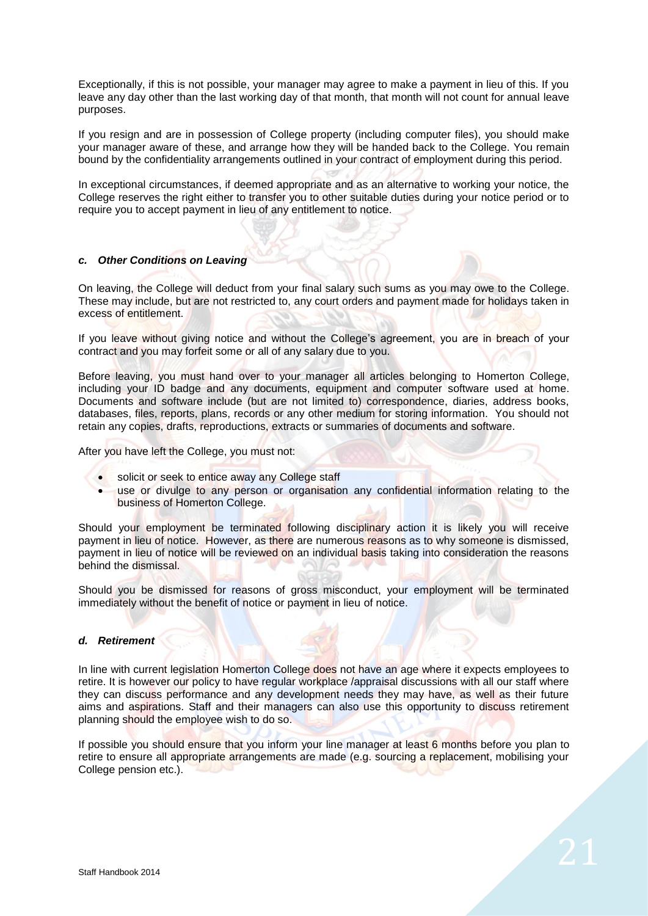Exceptionally, if this is not possible, your manager may agree to make a payment in lieu of this. If you leave any day other than the last working day of that month, that month will not count for annual leave purposes.

If you resign and are in possession of College property (including computer files), you should make your manager aware of these, and arrange how they will be handed back to the College. You remain bound by the confidentiality arrangements outlined in your contract of employment during this period.

In exceptional circumstances, if deemed appropriate and as an alternative to working your notice, the College reserves the right either to transfer you to other suitable duties during your notice period or to require you to accept payment in lieu of any entitlement to notice.

### *c. Other Conditions on Leaving*

On leaving, the College will deduct from your final salary such sums as you may owe to the College. These may include, but are not restricted to, any court orders and payment made for holidays taken in excess of entitlement.

If you leave without giving notice and without the College's agreement, you are in breach of your contract and you may forfeit some or all of any salary due to you.

Before leaving, you must hand over to your manager all articles belonging to Homerton College, including your ID badge and any documents, equipment and computer software used at home. Documents and software include (but are not limited to) correspondence, diaries, address books, databases, files, reports, plans, records or any other medium for storing information. You should not retain any copies, drafts, reproductions, extracts or summaries of documents and software.

After you have left the College, you must not:

- solicit or seek to entice away any College staff
- use or divulge to any person or organisation any confidential information relating to the business of Homerton College.

Should your employment be terminated following disciplinary action it is likely you will receive payment in lieu of notice. However, as there are numerous reasons as to why someone is dismissed, payment in lieu of notice will be reviewed on an individual basis taking into consideration the reasons behind the dismissal.

Should you be dismissed for reasons of gross misconduct, your employment will be terminated immediately without the benefit of notice or payment in lieu of notice.

### *d. Retirement*

In line with current legislation Homerton College does not have an age where it expects employees to retire. It is however our policy to have regular workplace /appraisal discussions with all our staff where they can discuss performance and any development needs they may have, as well as their future aims and aspirations. Staff and their managers can also use this opportunity to discuss retirement planning should the employee wish to do so.

If possible you should ensure that you inform your line manager at least 6 months before you plan to retire to ensure all appropriate arrangements are made (e.g. sourcing a replacement, mobilising your College pension etc.).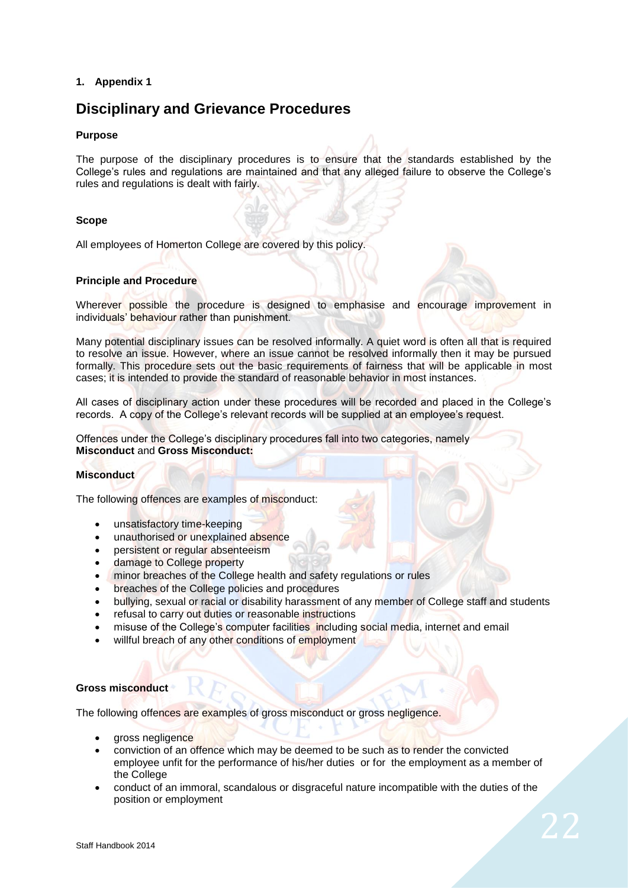## 1. Appendix 1

# Disciplinary and Grievance Procedures

**Purpose**

The purpose of the disciplinary procedures is to ensure that the standards established by the College's rules and regulations are maintained and that any alleged failure to observe the College's rules and regulations is dealt with fairly.

**Scope**

All employees of Homerton College are covered by this policy.

**Principle and Procedure**

Wherever possible the procedure is designed to emphasise and encourage improvement in individuals' behaviour rather than punishment.

Many potential disciplinary issues can be resolved informally. A quiet word is often all that is required to resolve an issue. However, where an issue cannot be resolved informally then it may be pursued formally. This procedure sets out the basic requirements of fairness that will be applicable in most cases; it is intended to provide the standard of reasonable behavior in most instances.

All cases of disciplinary action under these procedures will be recorded and placed in the College's records. A copy of the College's relevant records will be supplied at an employee's request.

Offences under the College's disciplinary procedures fall into two categories, namely **Misconduct** and **Gross Misconduct:**

**Misconduct**

The following offences are examples of misconduct:

- unsatisfactory time-keeping
- unauthorised or unexplained absence
- persistent or regular absenteeism
- damage to College property
- minor breaches of the College health and safety regulations or rules
- breaches of the College policies and procedures
- bullying, sexual or racial or disability harassment of any member of College staff and students
- refusal to carry out duties or reasonable instructions
- misuse of the College's computer facilities including social media, internet and email
- willful breach of any other conditions of employment

**Gross misconduct**

The following offences are examples of gross misconduct or gross negligence.

- gross negligence
- conviction of an offence which may be deemed to be such as to render the convicted employee unfit for the performance of his/her duties or for the employment as a member of the College
- conduct of an immoral, scandalous or disgraceful nature incompatible with the duties of the position or employment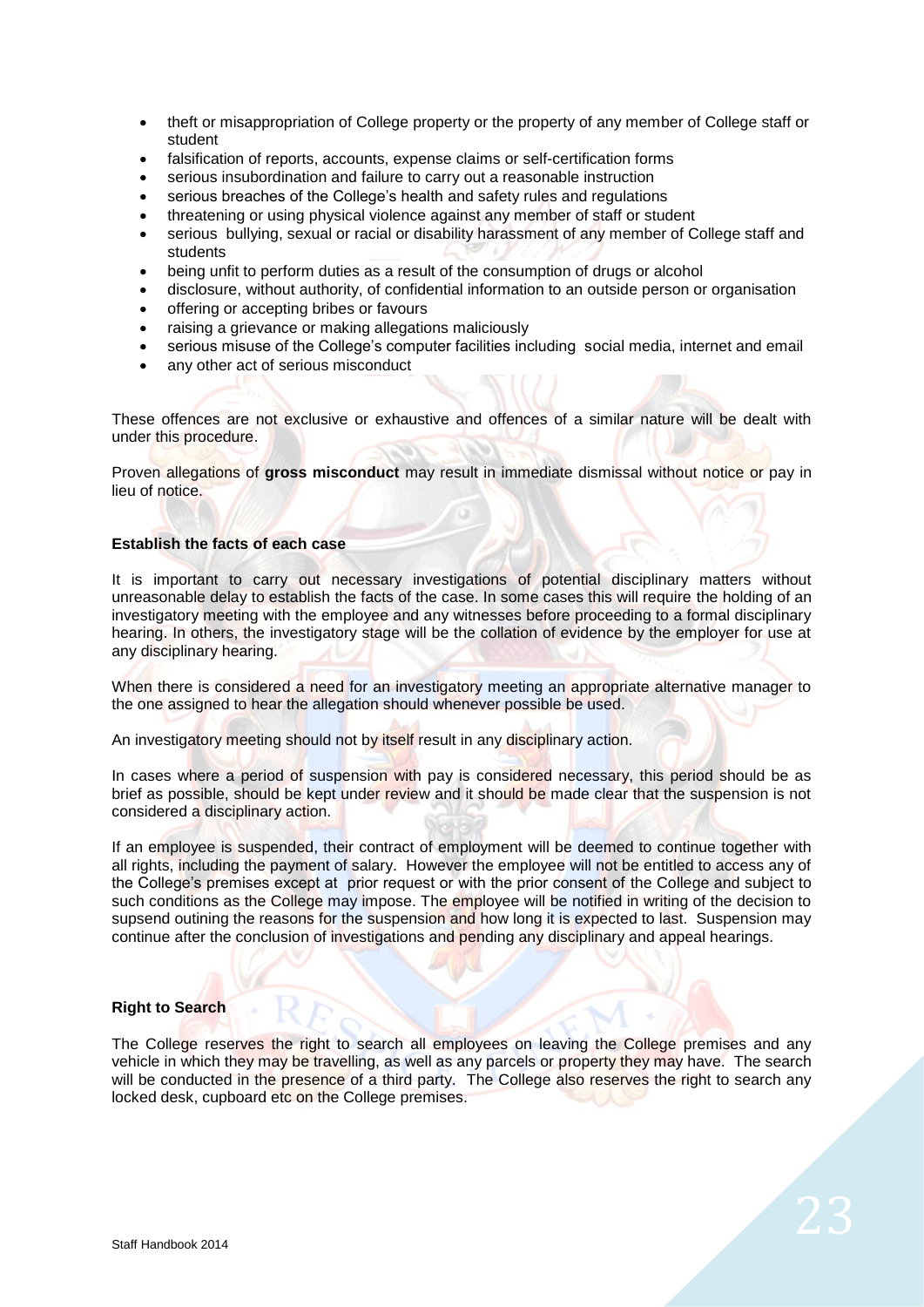- theft or misappropriation of College property or the property of any member of College staff or student
- falsification of reports, accounts, expense claims or self-certification forms
- serious insubordination and failure to carry out a reasonable instruction
- serious breaches of the College's health and safety rules and regulations
- threatening or using physical violence against any member of staff or student
- serious bullying, sexual or racial or disability harassment of any member of College staff and students
- being unfit to perform duties as a result of the consumption of drugs or alcohol
- disclosure, without authority, of confidential information to an outside person or organisation
- offering or accepting bribes or favours
- raising a grievance or making allegations maliciously
- serious misuse of the College's computer facilities including social media, internet and email
- any other act of serious misconduct

These offences are not exclusive or exhaustive and offences of a similar nature will be dealt with under this procedure.

Proven allegations of **gross misconduct** may result in immediate dismissal without notice or pay in lieu of notice.

**Establish the facts of each case**

It is important to carry out necessary investigations of potential disciplinary matters without unreasonable delay to establish the facts of the case. In some cases this will require the holding of an investigatory meeting with the employee and any witnesses before proceeding to a formal disciplinary hearing. In others, the investigatory stage will be the collation of evidence by the employer for use at any disciplinary hearing.

When there is considered a need for an investigatory meeting an appropriate alternative manager to the one assigned to hear the allegation should whenever possible be used.

An investigatory meeting should not by itself result in any disciplinary action.

In cases where a period of suspension with pay is considered necessary, this period should be as brief as possible, should be kept under review and it should be made clear that the suspension is not considered a disciplinary action.

If an employee is suspended, their contract of employment will be deemed to continue together with all rights, including the payment of salary. However the employee will not be entitled to access any of the College's premises except at prior request or with the prior consent of the College and subject to such conditions as the College may impose. The employee will be notified in writing of the decision to supsend outining the reasons for the suspension and how long it is expected to last. Suspension may continue after the conclusion of investigations and pending any disciplinary and appeal hearings.

**Right to Search**

The College reserves the right to search all employees on leaving the College premises and any vehicle in which they may be travelling, as well as any parcels or property they may have. The search will be conducted in the presence of a third party. The College also reserves the right to search any locked desk, cupboard etc on the College premises.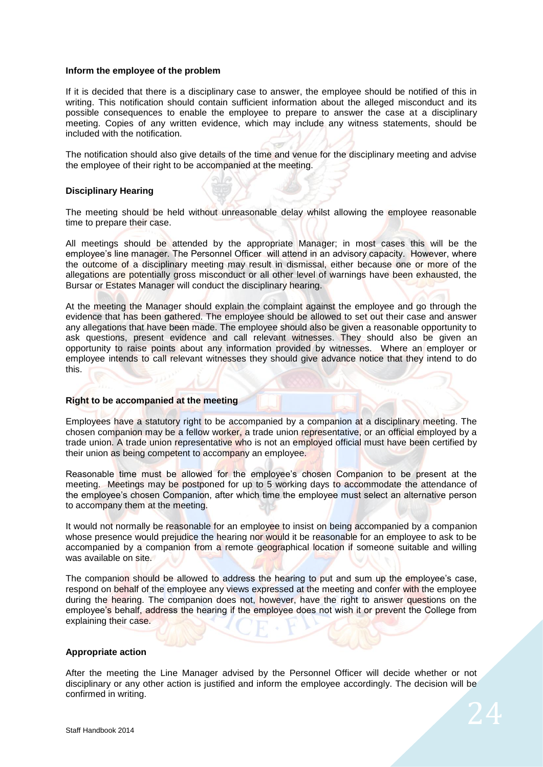**Inform the employee of the problem**

If it is decided that there is a disciplinary case to answer, the employee should be notified of this in writing. This notification should contain sufficient information about the alleged misconduct and its possible consequences to enable the employee to prepare to answer the case at a disciplinary meeting. Copies of any written evidence, which may include any witness statements, should be included with the notification.

The notification should also give details of the time and venue for the disciplinary meeting and advise the employee of their right to be accompanied at the meeting.

**Disciplinary Hearing**

The meeting should be held without unreasonable delay whilst allowing the employee reasonable time to prepare their case.

All meetings should be attended by the appropriate Manager; in most cases this will be the employee's line manager. The Personnel Officer will attend in an advisory capacity. However, where the outcome of a disciplinary meeting may result in dismissal, either because one or more of the allegations are potentially gross misconduct or all other level of warnings have been exhausted, the Bursar or Estates Manager will conduct the disciplinary hearing.

At the meeting the Manager should explain the complaint against the employee and go through the evidence that has been gathered. The employee should be allowed to set out their case and answer any allegations that have been made. The employee should also be given a reasonable opportunity to ask questions, present evidence and call relevant witnesses. They should also be given an opportunity to raise points about any information provided by witnesses. Where an employer or employee intends to call relevant witnesses they should give advance notice that they intend to do this.

**Right to be accompanied at the meeting**

Employees have a statutory right to be accompanied by a companion at a disciplinary meeting. The chosen companion may be a fellow worker, a trade union representative, or an official employed by a trade union. A trade union representative who is not an employed official must have been certified by their union as being competent to accompany an employee.

Reasonable time must be allowed for the employee's chosen Companion to be present at the meeting. Meetings may be postponed for up to 5 working days to accommodate the attendance of the employee's chosen Companion, after which time the employee must select an alternative person to accompany them at the meeting.

It would not normally be reasonable for an employee to insist on being accompanied by a companion whose presence would prejudice the hearing nor would it be reasonable for an employee to ask to be accompanied by a companion from a remote geographical location if someone suitable and willing was available on site.

The companion should be allowed to address the hearing to put and sum up the employee's case, respond on behalf of the employee any views expressed at the meeting and confer with the employee during the hearing. The companion does not, however, have the right to answer questions on the employee's behalf, address the hearing if the employee does not wish it or prevent the College from explaining their case.

**Appropriate action**

After the meeting the Line Manager advised by the Personnel Officer will decide whether or not disciplinary or any other action is justified and inform the employee accordingly. The decision will be confirmed in writing.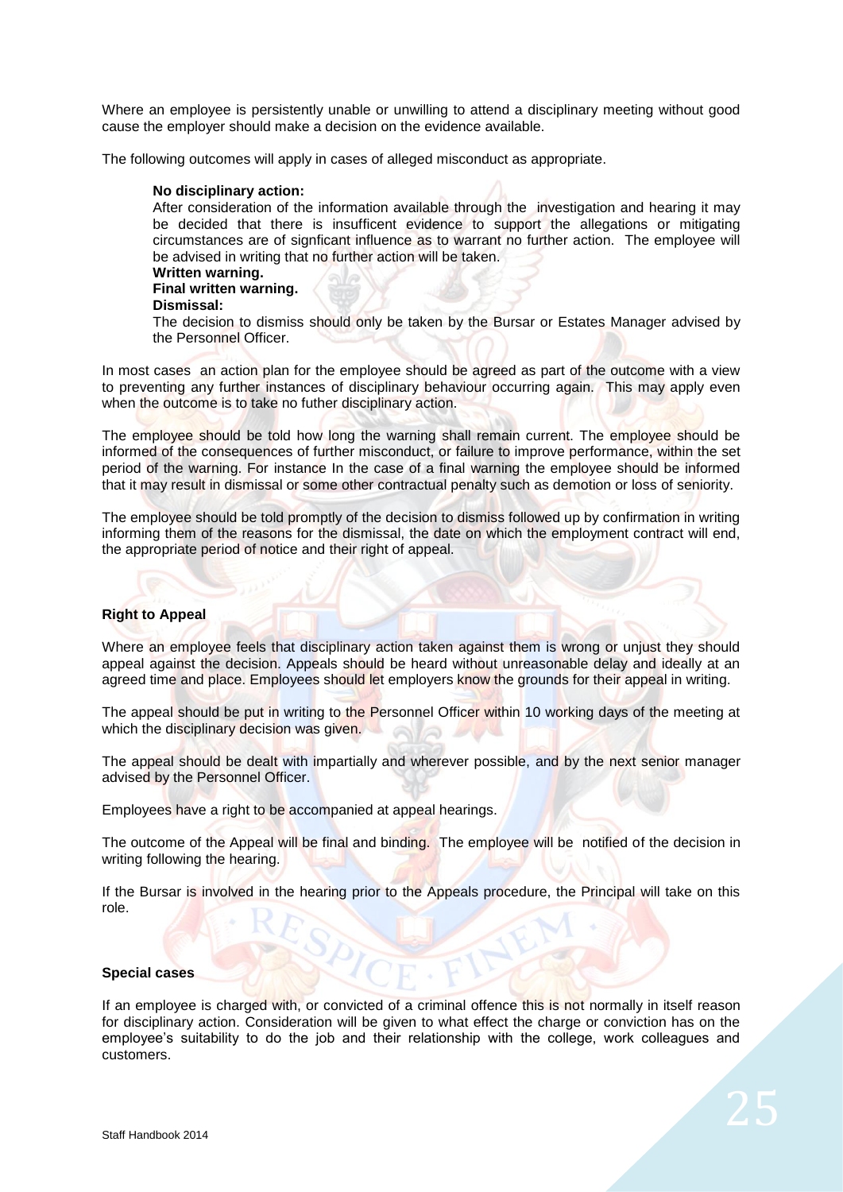Where an employee is persistently unable or unwilling to attend a disciplinary meeting without good cause the employer should make a decision on the evidence available.

The following outcomes will apply in cases of alleged misconduct as appropriate.

**No disciplinary action:**
After consideration of the information available through the investigation and hearing it may be decided that there is insuffcient evidence to support the allegations or mitigating circumstances are of signficant influence as to warrant no further action. The employee will be advised in writing that no further action will be taken.
**Written warning.**
**Final written warning.**
**Dismissal:**
The decision to dismiss should only be taken by the Bursar or Estates Manager advised by the Personnel Officer.

In most cases an action plan for the employee should be agreed as part of the outcome with a view to preventing any further instances of disciplinary behaviour occurring again. This may apply even when the outcome is to take no futher disciplinary action.

The employee should be told how long the warning shall remain current. The employee should be informed of the consequences of further misconduct, or failure to improve performance, within the set period of the warning. For instance In the case of a final warning the employee should be informed that it may result in dismissal or some other contractual penalty such as demotion or loss of seniority.

The employee should be told promptly of the decision to dismiss followed up by confirmation in writing informing them of the reasons for the dismissal, the date on which the employment contract will end, the appropriate period of notice and their right of appeal.

**Right to Appeal**

Where an employee feels that disciplinary action taken against them is wrong or unjust they should appeal against the decision. Appeals should be heard without unreasonable delay and ideally at an agreed time and place. Employees should let employers know the grounds for their appeal in writing.

The appeal should be put in writing to the Personnel Officer within 10 working days of the meeting at which the disciplinary decision was given.

The appeal should be dealt with impartially and wherever possible, and by the next senior manager advised by the Personnel Officer.

Employees have a right to be accompanied at appeal hearings.

The outcome of the Appeal will be final and binding. The employee will be notified of the decision in writing following the hearing.

If the Bursar is involved in the hearing prior to the Appeals procedure, the Principal will take on this role.

**Special cases**

If an employee is charged with, or convicted of a criminal offence this is not normally in itself reason for disciplinary action. Consideration will be given to what effect the charge or conviction has on the employee's suitability to do the job and their relationship with the college, work colleagues and customers.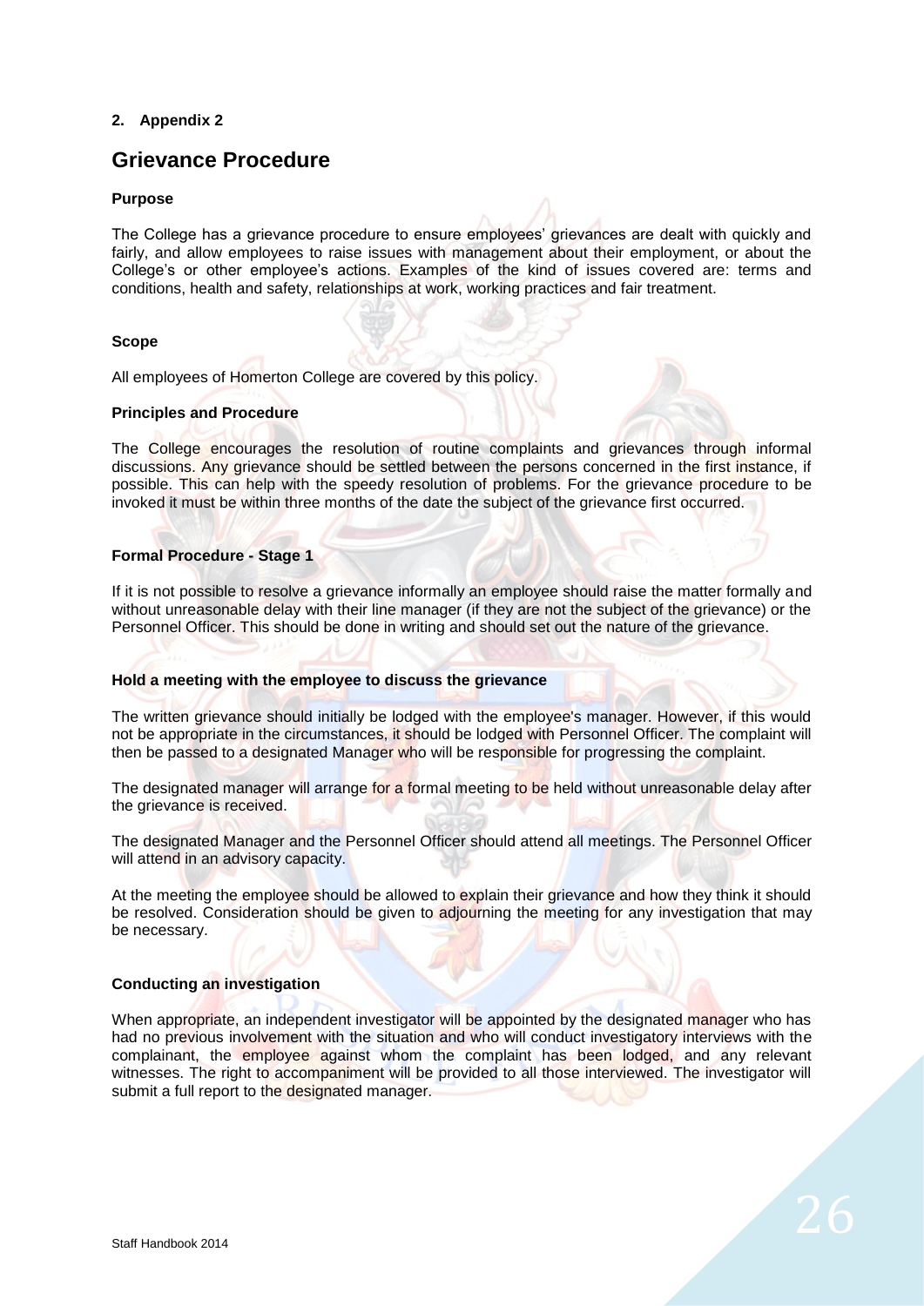**2. Appendix 2**

# Grievance Procedure

**Purpose**

The College has a grievance procedure to ensure employees' grievances are dealt with quickly and fairly, and allow employees to raise issues with management about their employment, or about the College's or other employee's actions. Examples of the kind of issues covered are: terms and conditions, health and safety, relationships at work, working practices and fair treatment.

**Scope**

All employees of Homerton College are covered by this policy.

**Principles and Procedure**

The College encourages the resolution of routine complaints and grievances through informal discussions. Any grievance should be settled between the persons concerned in the first instance, if possible. This can help with the speedy resolution of problems. For the grievance procedure to be invoked it must be within three months of the date the subject of the grievance first occurred.

**Formal Procedure - Stage 1**

If it is not possible to resolve a grievance informally an employee should raise the matter formally and without unreasonable delay with their line manager (if they are not the subject of the grievance) or the Personnel Officer. This should be done in writing and should set out the nature of the grievance.

**Hold a meeting with the employee to discuss the grievance**

The written grievance should initially be lodged with the employee's manager. However, if this would not be appropriate in the circumstances, it should be lodged with Personnel Officer. The complaint will then be passed to a designated Manager who will be responsible for progressing the complaint.

The designated manager will arrange for a formal meeting to be held without unreasonable delay after the grievance is received.

The designated Manager and the Personnel Officer should attend all meetings. The Personnel Officer will attend in an advisory capacity.

At the meeting the employee should be allowed to explain their grievance and how they think it should be resolved. Consideration should be given to adjourning the meeting for any investigation that may be necessary.

**Conducting an investigation**

When appropriate, an independent investigator will be appointed by the designated manager who has had no previous involvement with the situation and who will conduct investigatory interviews with the complainant, the employee against whom the complaint has been lodged, and any relevant witnesses. The right to accompaniment will be provided to all those interviewed. The investigator will submit a full report to the designated manager.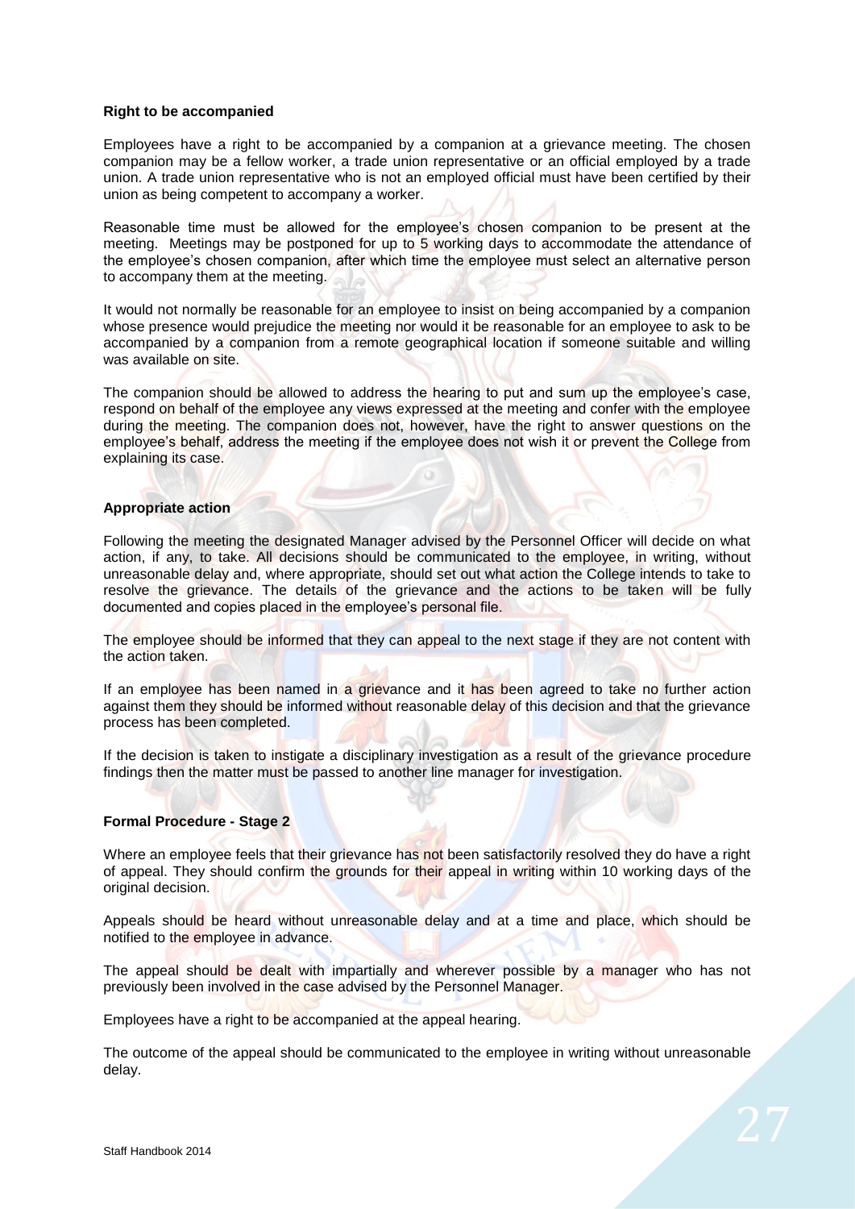**Right to be accompanied**

Employees have a right to be accompanied by a companion at a grievance meeting. The chosen companion may be a fellow worker, a trade union representative or an official employed by a trade union. A trade union representative who is not an employed official must have been certified by their union as being competent to accompany a worker.

Reasonable time must be allowed for the employee's chosen companion to be present at the meeting. Meetings may be postponed for up to 5 working days to accommodate the attendance of the employee's chosen companion, after which time the employee must select an alternative person to accompany them at the meeting.

It would not normally be reasonable for an employee to insist on being accompanied by a companion whose presence would prejudice the meeting nor would it be reasonable for an employee to ask to be accompanied by a companion from a remote geographical location if someone suitable and willing was available on site.

The companion should be allowed to address the hearing to put and sum up the employee's case, respond on behalf of the employee any views expressed at the meeting and confer with the employee during the meeting. The companion does not, however, have the right to answer questions on the employee's behalf, address the meeting if the employee does not wish it or prevent the College from explaining its case.

**Appropriate action**

Following the meeting the designated Manager advised by the Personnel Officer will decide on what action, if any, to take. All decisions should be communicated to the employee, in writing, without unreasonable delay and, where appropriate, should set out what action the College intends to take to resolve the grievance. The details of the grievance and the actions to be taken will be fully documented and copies placed in the employee's personal file.

The employee should be informed that they can appeal to the next stage if they are not content with the action taken.

If an employee has been named in a grievance and it has been agreed to take no further action against them they should be informed without reasonable delay of this decision and that the grievance process has been completed.

If the decision is taken to instigate a disciplinary investigation as a result of the grievance procedure findings then the matter must be passed to another line manager for investigation.

**Formal Procedure - Stage 2**

Where an employee feels that their grievance has not been satisfactorily resolved they do have a right of appeal. They should confirm the grounds for their appeal in writing within 10 working days of the original decision.

Appeals should be heard without unreasonable delay and at a time and place, which should be notified to the employee in advance.

The appeal should be dealt with impartially and wherever possible by a manager who has not previously been involved in the case advised by the Personnel Manager.

Employees have a right to be accompanied at the appeal hearing.

The outcome of the appeal should be communicated to the employee in writing without unreasonable delay.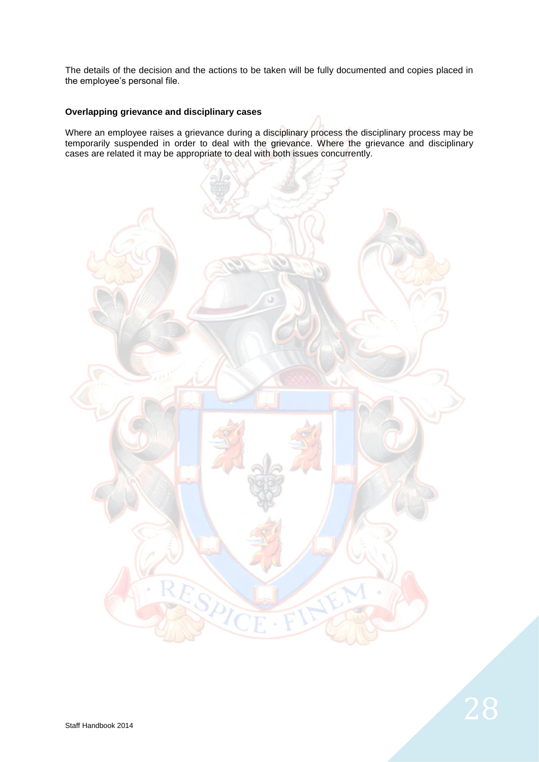The details of the decision and the actions to be taken will be fully documented and copies placed in the employee's personal file.

**Overlapping grievance and disciplinary cases**

Where an employee raises a grievance during a disciplinary process the disciplinary process may be temporarily suspended in order to deal with the grievance. Where the grievance and disciplinary cases are related it may be appropriate to deal with both issues concurrently.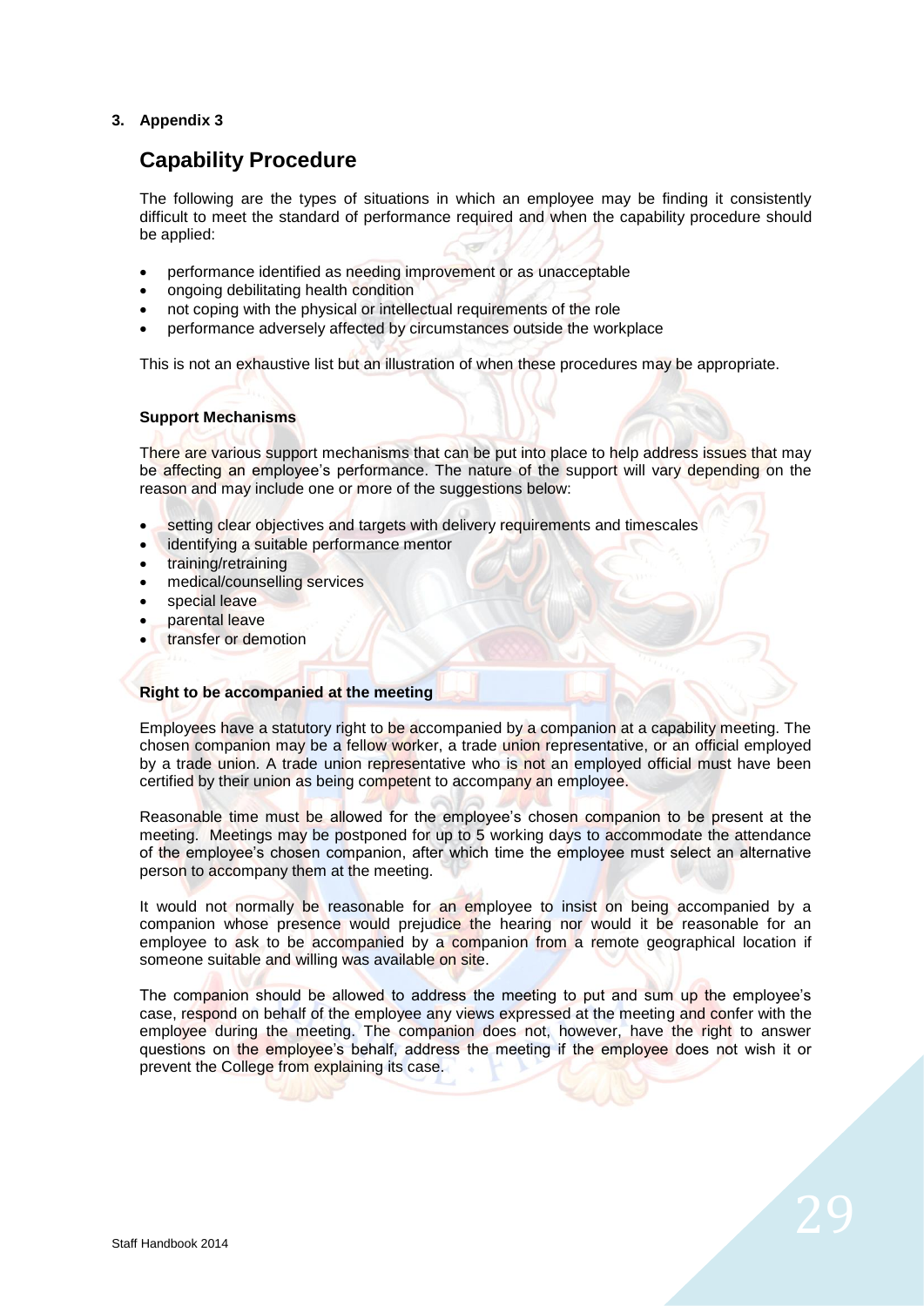## 3. Appendix 3

## Capability Procedure

The following are the types of situations in which an employee may be finding it consistently difficult to meet the standard of performance required and when the capability procedure should be applied:

- performance identified as needing improvement or as unacceptable
- ongoing debilitating health condition
- not coping with the physical or intellectual requirements of the role
- performance adversely affected by circumstances outside the workplace

This is not an exhaustive list but an illustration of when these procedures may be appropriate.

### Support Mechanisms

There are various support mechanisms that can be put into place to help address issues that may be affecting an employee's performance. The nature of the support will vary depending on the reason and may include one or more of the suggestions below:

- setting clear objectives and targets with delivery requirements and timescales
- identifying a suitable performance mentor
- training/retraining
- medical/counselling services
- special leave
- parental leave
- transfer or demotion

### Right to be accompanied at the meeting

Employees have a statutory right to be accompanied by a companion at a capability meeting. The chosen companion may be a fellow worker, a trade union representative, or an official employed by a trade union. A trade union representative who is not an employed official must have been certified by their union as being competent to accompany an employee.

Reasonable time must be allowed for the employee's chosen companion to be present at the meeting. Meetings may be postponed for up to 5 working days to accommodate the attendance of the employee's chosen companion, after which time the employee must select an alternative person to accompany them at the meeting.

It would not normally be reasonable for an employee to insist on being accompanied by a companion whose presence would prejudice the hearing nor would it be reasonable for an employee to ask to be accompanied by a companion from a remote geographical location if someone suitable and willing was available on site.

The companion should be allowed to address the meeting to put and sum up the employee's case, respond on behalf of the employee any views expressed at the meeting and confer with the employee during the meeting. The companion does not, however, have the right to answer questions on the employee's behalf, address the meeting if the employee does not wish it or prevent the College from explaining its case.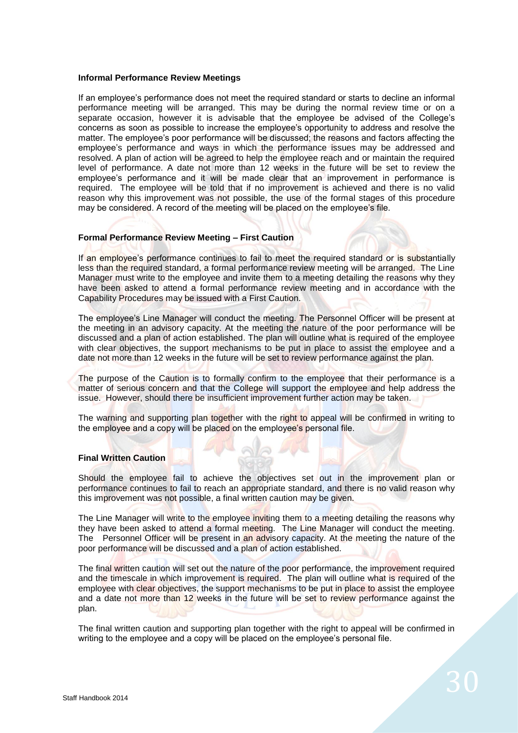### Informal Performance Review Meetings

If an employee's performance does not meet the required standard or starts to decline an informal performance meeting will be arranged. This may be during the normal review time or on a separate occasion, however it is advisable that the employee be advised of the College's concerns as soon as possible to increase the employee's opportunity to address and resolve the matter. The employee's poor performance will be discussed; the reasons and factors affecting the employee's performance and ways in which the performance issues may be addressed and resolved. A plan of action will be agreed to help the employee reach and or maintain the required level of performance. A date not more than 12 weeks in the future will be set to review the employee's performance and it will be made clear that an improvement in performance is required. The employee will be told that if no improvement is achieved and there is no valid reason why this improvement was not possible, the use of the formal stages of this procedure may be considered. A record of the meeting will be placed on the employee's file.

### Formal Performance Review Meeting – First Caution

If an employee's performance continues to fail to meet the required standard or is substantially less than the required standard, a formal performance review meeting will be arranged. The Line Manager must write to the employee and invite them to a meeting detailing the reasons why they have been asked to attend a formal performance review meeting and in accordance with the Capability Procedures may be issued with a First Caution.

The employee's Line Manager will conduct the meeting. The Personnel Officer will be present at the meeting in an advisory capacity. At the meeting the nature of the poor performance will be discussed and a plan of action established. The plan will outline what is required of the employee with clear objectives, the support mechanisms to be put in place to assist the employee and a date not more than 12 weeks in the future will be set to review performance against the plan.

The purpose of the Caution is to formally confirm to the employee that their performance is a matter of serious concern and that the College will support the employee and help address the issue. However, should there be insufficient improvement further action may be taken.

The warning and supporting plan together with the right to appeal will be confirmed in writing to the employee and a copy will be placed on the employee's personal file.

### Final Written Caution

Should the employee fail to achieve the objectives set out in the improvement plan or performance continues to fail to reach an appropriate standard, and there is no valid reason why this improvement was not possible, a final written caution may be given.

The Line Manager will write to the employee inviting them to a meeting detailing the reasons why they have been asked to attend a formal meeting. The Line Manager will conduct the meeting. The Personnel Officer will be present in an advisory capacity. At the meeting the nature of the poor performance will be discussed and a plan of action established.

The final written caution will set out the nature of the poor performance, the improvement required and the timescale in which improvement is required. The plan will outline what is required of the employee with clear objectives, the support mechanisms to be put in place to assist the employee and a date not more than 12 weeks in the future will be set to review performance against the plan.

The final written caution and supporting plan together with the right to appeal will be confirmed in writing to the employee and a copy will be placed on the employee's personal file.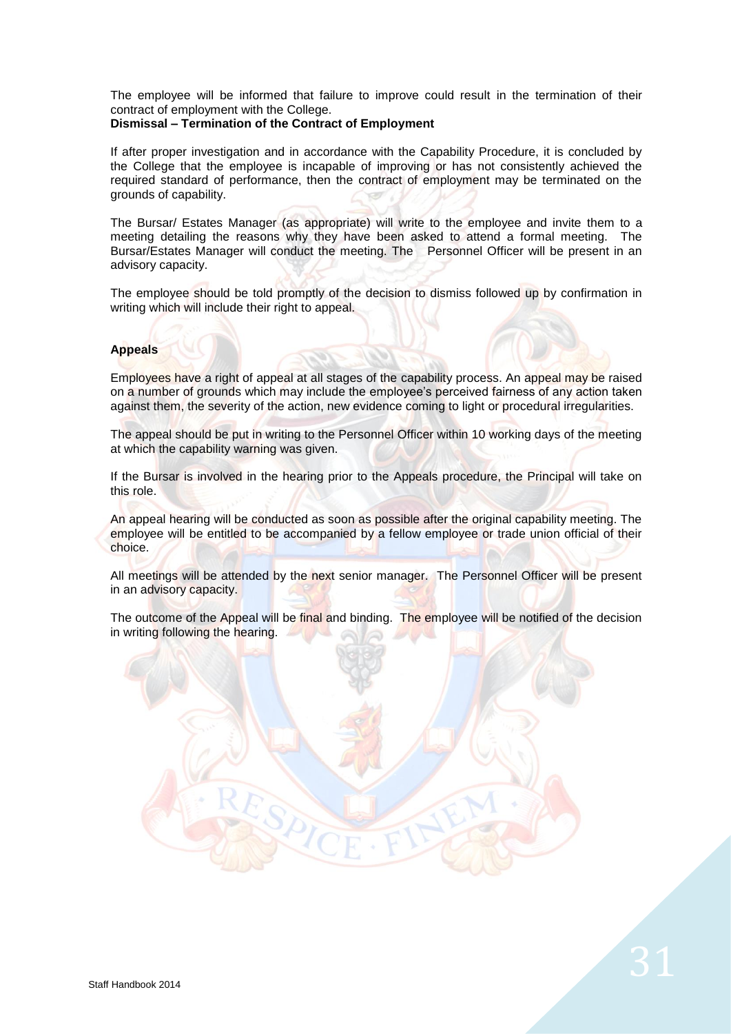The employee will be informed that failure to improve could result in the termination of their contract of employment with the College.

**Dismissal – Termination of the Contract of Employment**

If after proper investigation and in accordance with the Capability Procedure, it is concluded by the College that the employee is incapable of improving or has not consistently achieved the required standard of performance, then the contract of employment may be terminated on the grounds of capability.

The Bursar/ Estates Manager (as appropriate) will write to the employee and invite them to a meeting detailing the reasons why they have been asked to attend a formal meeting. The Bursar/Estates Manager will conduct the meeting. The Personnel Officer will be present in an advisory capacity.

The employee should be told promptly of the decision to dismiss followed up by confirmation in writing which will include their right to appeal.

**Appeals**

Employees have a right of appeal at all stages of the capability process. An appeal may be raised on a number of grounds which may include the employee's perceived fairness of any action taken against them, the severity of the action, new evidence coming to light or procedural irregularities.

The appeal should be put in writing to the Personnel Officer within 10 working days of the meeting at which the capability warning was given.

If the Bursar is involved in the hearing prior to the Appeals procedure, the Principal will take on this role.

An appeal hearing will be conducted as soon as possible after the original capability meeting. The employee will be entitled to be accompanied by a fellow employee or trade union official of their choice.

All meetings will be attended by the next senior manager. The Personnel Officer will be present in an advisory capacity.

The outcome of the Appeal will be final and binding. The employee will be notified of the decision in writing following the hearing.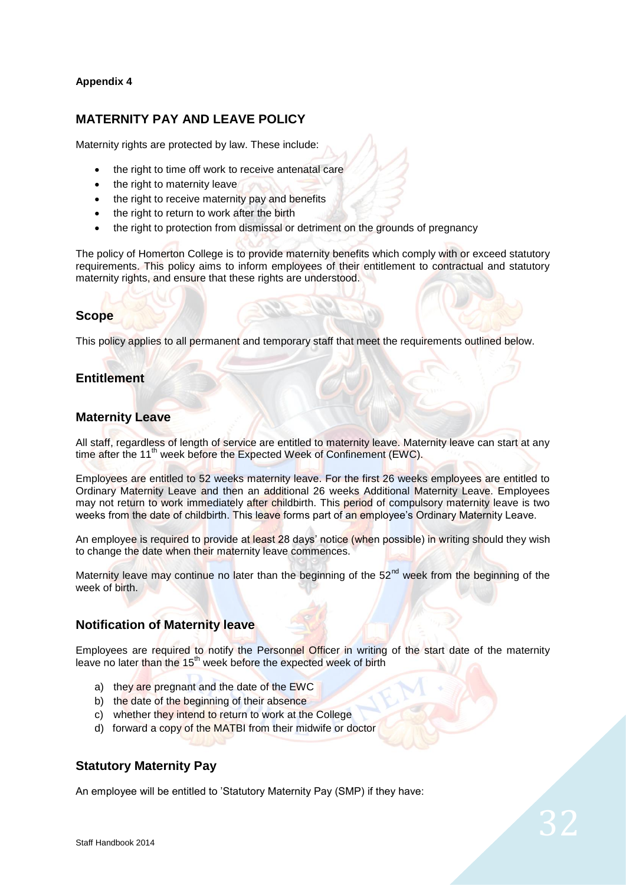**Appendix 4**

## MATERNITY PAY AND LEAVE POLICY

Maternity rights are protected by law. These include:

- the right to time off work to receive antenatal care
- the right to maternity leave
- the right to receive maternity pay and benefits
- the right to return to work after the birth
- the right to protection from dismissal or detriment on the grounds of pregnancy

The policy of Homerton College is to provide maternity benefits which comply with or exceed statutory requirements. This policy aims to inform employees of their entitlement to contractual and statutory maternity rights, and ensure that these rights are understood.

### Scope

This policy applies to all permanent and temporary staff that meet the requirements outlined below.

### Entitlement

### Maternity Leave

All staff, regardless of length of service are entitled to maternity leave. Maternity leave can start at any time after the 11th week before the Expected Week of Confinement (EWC).

Employees are entitled to 52 weeks maternity leave. For the first 26 weeks employees are entitled to Ordinary Maternity Leave and then an additional 26 weeks Additional Maternity Leave. Employees may not return to work immediately after childbirth. This period of compulsory maternity leave is two weeks from the date of childbirth. This leave forms part of an employee's Ordinary Maternity Leave.

An employee is required to provide at least 28 days' notice (when possible) in writing should they wish to change the date when their maternity leave commences.

Maternity leave may continue no later than the beginning of the 52nd week from the beginning of the week of birth.

### Notification of Maternity leave

Employees are required to notify the Personnel Officer in writing of the start date of the maternity leave no later than the 15th week before the expected week of birth

a) they are pregnant and the date of the EWC
b) the date of the beginning of their absence
c) whether they intend to return to work at the College
d) forward a copy of the MATBI from their midwife or doctor

### Statutory Maternity Pay

An employee will be entitled to 'Statutory Maternity Pay (SMP) if they have: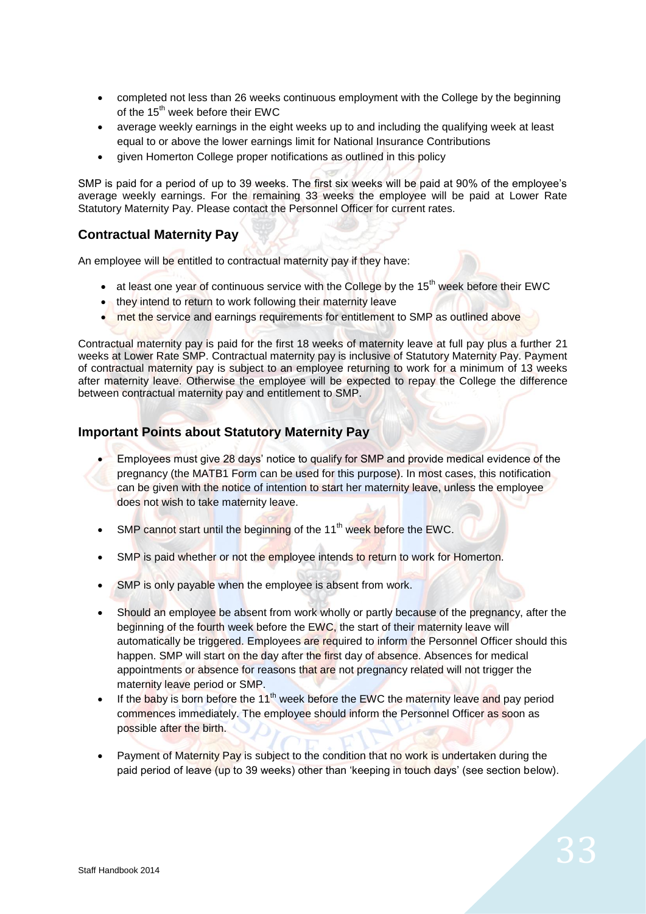- completed not less than 26 weeks continuous employment with the College by the beginning of the 15th week before their EWC
- average weekly earnings in the eight weeks up to and including the qualifying week at least equal to or above the lower earnings limit for National Insurance Contributions
- given Homerton College proper notifications as outlined in this policy

SMP is paid for a period of up to 39 weeks. The first six weeks will be paid at 90% of the employee's average weekly earnings. For the remaining 33 weeks the employee will be paid at Lower Rate Statutory Maternity Pay. Please contact the Personnel Officer for current rates.

### Contractual Maternity Pay

An employee will be entitled to contractual maternity pay if they have:

- at least one year of continuous service with the College by the 15th week before their EWC
- they intend to return to work following their maternity leave
- met the service and earnings requirements for entitlement to SMP as outlined above

Contractual maternity pay is paid for the first 18 weeks of maternity leave at full pay plus a further 21 weeks at Lower Rate SMP. Contractual maternity pay is inclusive of Statutory Maternity Pay. Payment of contractual maternity pay is subject to an employee returning to work for a minimum of 13 weeks after maternity leave. Otherwise the employee will be expected to repay the College the difference between contractual maternity pay and entitlement to SMP.

### Important Points about Statutory Maternity Pay

- Employees must give 28 days' notice to qualify for SMP and provide medical evidence of the pregnancy (the MATB1 Form can be used for this purpose). In most cases, this notification can be given with the notice of intention to start her maternity leave, unless the employee does not wish to take maternity leave.
- SMP cannot start until the beginning of the 11th week before the EWC.
- SMP is paid whether or not the employee intends to return to work for Homerton.
- SMP is only payable when the employee is absent from work.
- Should an employee be absent from work wholly or partly because of the pregnancy, after the beginning of the fourth week before the EWC, the start of their maternity leave will automatically be triggered. Employees are required to inform the Personnel Officer should this happen. SMP will start on the day after the first day of absence. Absences for medical appointments or absence for reasons that are not pregnancy related will not trigger the maternity leave period or SMP.
- If the baby is born before the 11th week before the EWC the maternity leave and pay period commences immediately. The employee should inform the Personnel Officer as soon as possible after the birth.
- Payment of Maternity Pay is subject to the condition that no work is undertaken during the paid period of leave (up to 39 weeks) other than 'keeping in touch days' (see section below).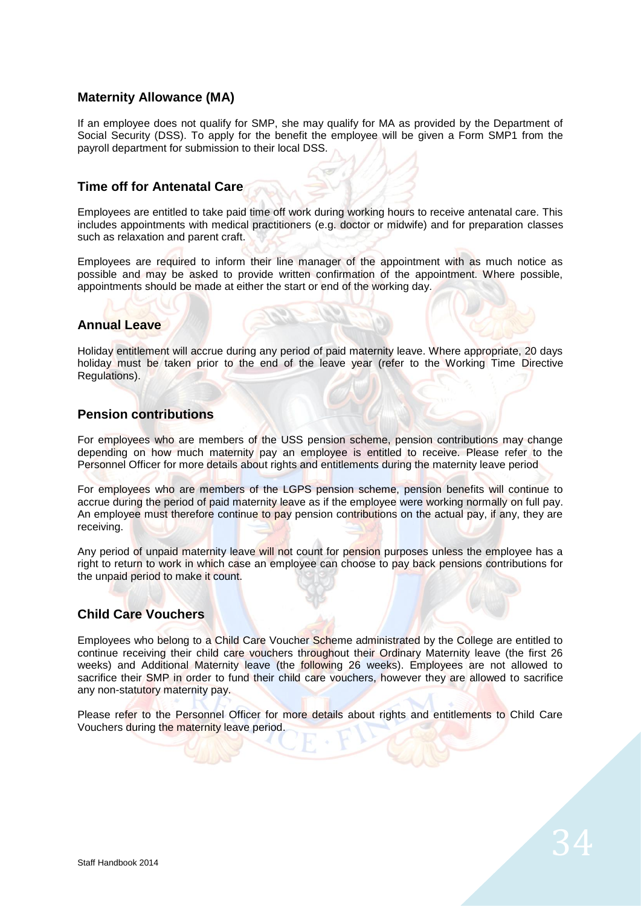## Maternity Allowance (MA)

If an employee does not qualify for SMP, she may qualify for MA as provided by the Department of Social Security (DSS). To apply for the benefit the employee will be given a Form SMP1 from the payroll department for submission to their local DSS.

## Time off for Antenatal Care

Employees are entitled to take paid time off work during working hours to receive antenatal care. This includes appointments with medical practitioners (e.g. doctor or midwife) and for preparation classes such as relaxation and parent craft.

Employees are required to inform their line manager of the appointment with as much notice as possible and may be asked to provide written confirmation of the appointment. Where possible, appointments should be made at either the start or end of the working day.

## Annual Leave

Holiday entitlement will accrue during any period of paid maternity leave. Where appropriate, 20 days holiday must be taken prior to the end of the leave year (refer to the Working Time Directive Regulations).

## Pension contributions

For employees who are members of the USS pension scheme, pension contributions may change depending on how much maternity pay an employee is entitled to receive. Please refer to the Personnel Officer for more details about rights and entitlements during the maternity leave period

For employees who are members of the LGPS pension scheme, pension benefits will continue to accrue during the period of paid maternity leave as if the employee were working normally on full pay. An employee must therefore continue to pay pension contributions on the actual pay, if any, they are receiving.

Any period of unpaid maternity leave will not count for pension purposes unless the employee has a right to return to work in which case an employee can choose to pay back pensions contributions for the unpaid period to make it count.

## Child Care Vouchers

Employees who belong to a Child Care Voucher Scheme administrated by the College are entitled to continue receiving their child care vouchers throughout their Ordinary Maternity leave (the first 26 weeks) and Additional Maternity leave (the following 26 weeks). Employees are not allowed to sacrifice their SMP in order to fund their child care vouchers, however they are allowed to sacrifice any non-statutory maternity pay.

Please refer to the Personnel Officer for more details about rights and entitlements to Child Care Vouchers during the maternity leave period.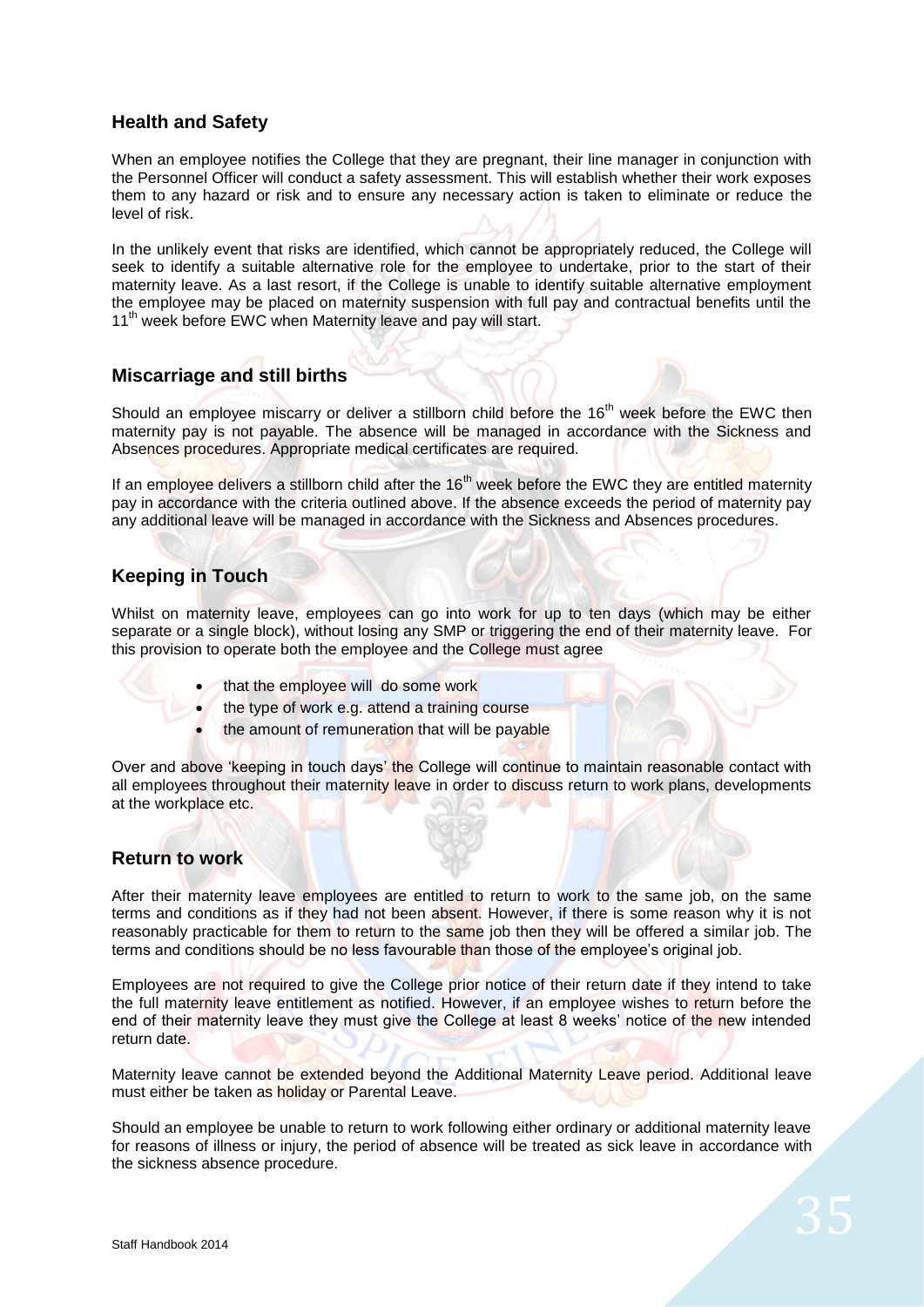## Health and Safety

When an employee notifies the College that they are pregnant, their line manager in conjunction with the Personnel Officer will conduct a safety assessment. This will establish whether their work exposes them to any hazard or risk and to ensure any necessary action is taken to eliminate or reduce the level of risk.

In the unlikely event that risks are identified, which cannot be appropriately reduced, the College will seek to identify a suitable alternative role for the employee to undertake, prior to the start of their maternity leave. As a last resort, if the College is unable to identify suitable alternative employment the employee may be placed on maternity suspension with full pay and contractual benefits until the 11th week before EWC when Maternity leave and pay will start.

## Miscarriage and still births

Should an employee miscarry or deliver a stillborn child before the 16th week before the EWC then maternity pay is not payable. The absence will be managed in accordance with the Sickness and Absences procedures. Appropriate medical certificates are required.

If an employee delivers a stillborn child after the 16th week before the EWC they are entitled maternity pay in accordance with the criteria outlined above. If the absence exceeds the period of maternity pay any additional leave will be managed in accordance with the Sickness and Absences procedures.

## Keeping in Touch

Whilst on maternity leave, employees can go into work for up to ten days (which may be either separate or a single block), without losing any SMP or triggering the end of their maternity leave. For this provision to operate both the employee and the College must agree

- that the employee will do some work
- the type of work e.g. attend a training course
- the amount of remuneration that will be payable

Over and above 'keeping in touch days' the College will continue to maintain reasonable contact with all employees throughout their maternity leave in order to discuss return to work plans, developments at the workplace etc.

## Return to work

After their maternity leave employees are entitled to return to work to the same job, on the same terms and conditions as if they had not been absent. However, if there is some reason why it is not reasonably practicable for them to return to the same job then they will be offered a similar job. The terms and conditions should be no less favourable than those of the employee's original job.

Employees are not required to give the College prior notice of their return date if they intend to take the full maternity leave entitlement as notified. However, if an employee wishes to return before the end of their maternity leave they must give the College at least 8 weeks' notice of the new intended return date.

Maternity leave cannot be extended beyond the Additional Maternity Leave period. Additional leave must either be taken as holiday or Parental Leave.

Should an employee be unable to return to work following either ordinary or additional maternity leave for reasons of illness or injury, the period of absence will be treated as sick leave in accordance with the sickness absence procedure.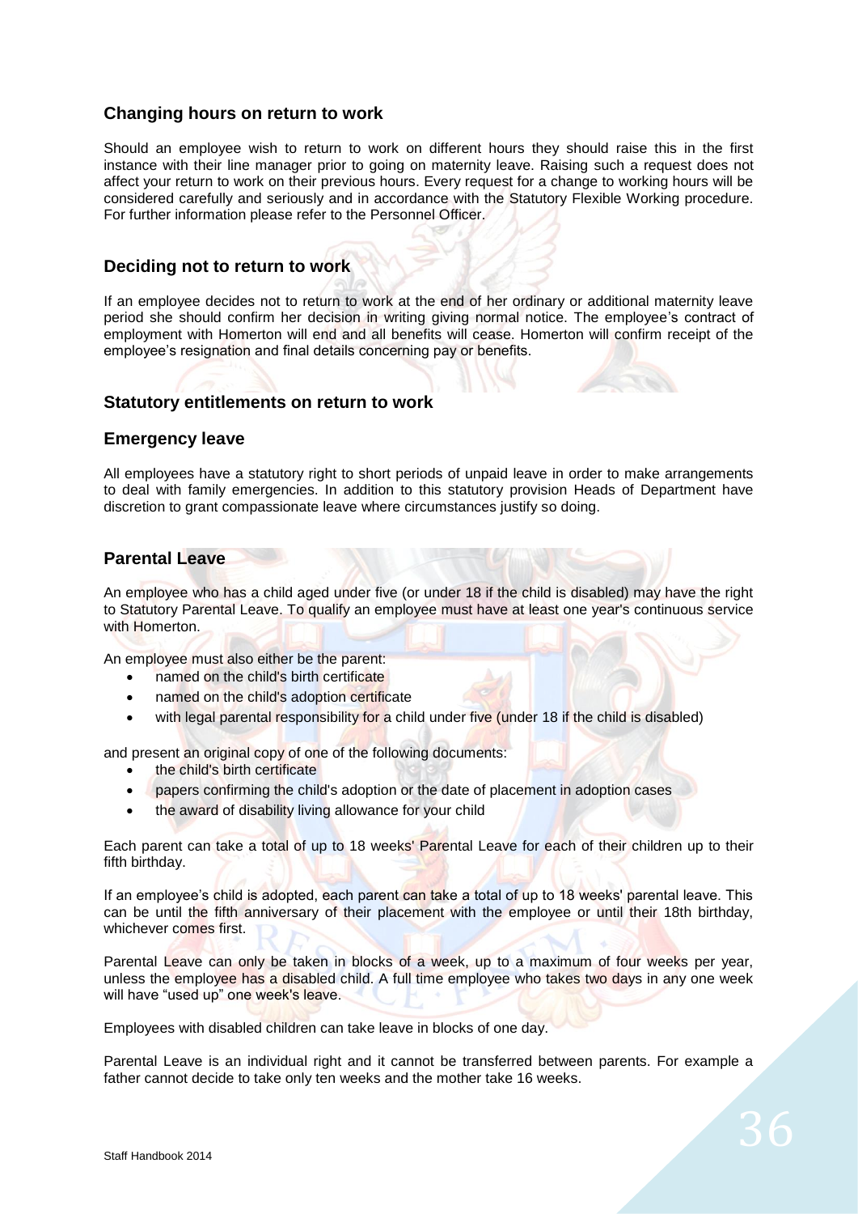## Changing hours on return to work

Should an employee wish to return to work on different hours they should raise this in the first instance with their line manager prior to going on maternity leave. Raising such a request does not affect your return to work on their previous hours. Every request for a change to working hours will be considered carefully and seriously and in accordance with the Statutory Flexible Working procedure. For further information please refer to the Personnel Officer.

## Deciding not to return to work

If an employee decides not to return to work at the end of her ordinary or additional maternity leave period she should confirm her decision in writing giving normal notice. The employee's contract of employment with Homerton will end and all benefits will cease. Homerton will confirm receipt of the employee's resignation and final details concerning pay or benefits.

## Statutory entitlements on return to work

## Emergency leave

All employees have a statutory right to short periods of unpaid leave in order to make arrangements to deal with family emergencies. In addition to this statutory provision Heads of Department have discretion to grant compassionate leave where circumstances justify so doing.

## Parental Leave

An employee who has a child aged under five (or under 18 if the child is disabled) may have the right to Statutory Parental Leave. To qualify an employee must have at least one year's continuous service with Homerton.

An employee must also either be the parent:

- named on the child's birth certificate
- named on the child's adoption certificate
- with legal parental responsibility for a child under five (under 18 if the child is disabled)

and present an original copy of one of the following documents:

- the child's birth certificate
- papers confirming the child's adoption or the date of placement in adoption cases
- the award of disability living allowance for your child

Each parent can take a total of up to 18 weeks' Parental Leave for each of their children up to their fifth birthday.

If an employee's child is adopted, each parent can take a total of up to 18 weeks' parental leave. This can be until the fifth anniversary of their placement with the employee or until their 18th birthday, whichever comes first.

Parental Leave can only be taken in blocks of a week, up to a maximum of four weeks per year, unless the employee has a disabled child. A full time employee who takes two days in any one week will have "used up" one week's leave.

Employees with disabled children can take leave in blocks of one day.

Parental Leave is an individual right and it cannot be transferred between parents. For example a father cannot decide to take only ten weeks and the mother take 16 weeks.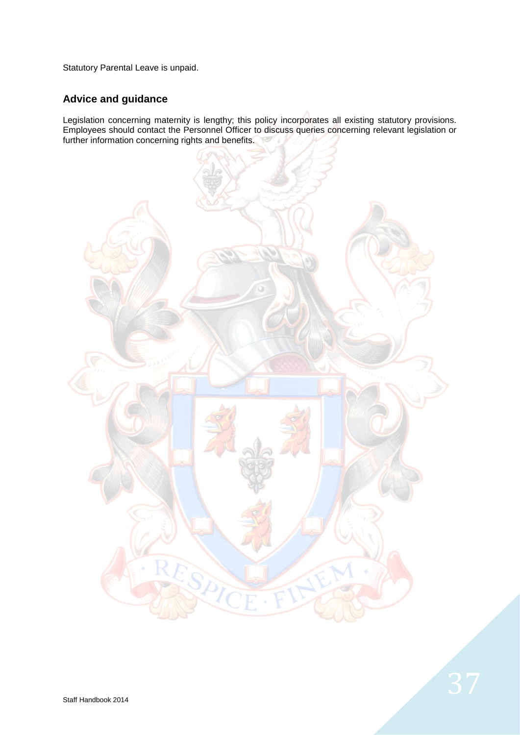Statutory Parental Leave is unpaid.

## Advice and guidance

Legislation concerning maternity is lengthy; this policy incorporates all existing statutory provisions. Employees should contact the Personnel Officer to discuss queries concerning relevant legislation or further information concerning rights and benefits.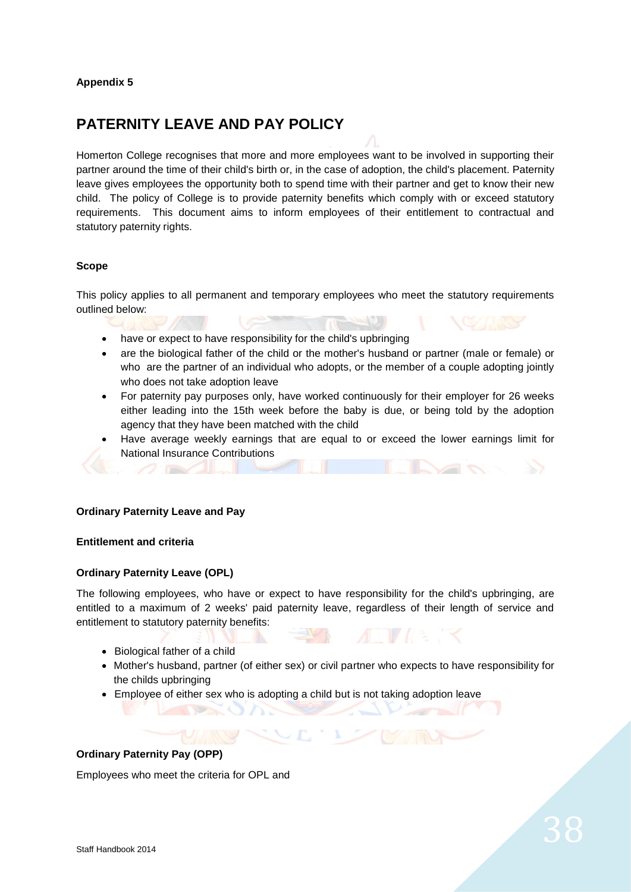**Appendix 5**

# PATERNITY LEAVE AND PAY POLICY

Homerton College recognises that more and more employees want to be involved in supporting their partner around the time of their child's birth or, in the case of adoption, the child's placement. Paternity leave gives employees the opportunity both to spend time with their partner and get to know their new child. The policy of College is to provide paternity benefits which comply with or exceed statutory requirements. This document aims to inform employees of their entitlement to contractual and statutory paternity rights.

**Scope**

This policy applies to all permanent and temporary employees who meet the statutory requirements outlined below:

- have or expect to have responsibility for the child's upbringing
- are the biological father of the child or the mother's husband or partner (male or female) or who are the partner of an individual who adopts, or the member of a couple adopting jointly who does not take adoption leave
- For paternity pay purposes only, have worked continuously for their employer for 26 weeks either leading into the 15th week before the baby is due, or being told by the adoption agency that they have been matched with the child
- Have average weekly earnings that are equal to or exceed the lower earnings limit for National Insurance Contributions

**Ordinary Paternity Leave and Pay**

**Entitlement and criteria**

**Ordinary Paternity Leave (OPL)**

The following employees, who have or expect to have responsibility for the child's upbringing, are entitled to a maximum of 2 weeks' paid paternity leave, regardless of their length of service and entitlement to statutory paternity benefits:

- Biological father of a child
- Mother's husband, partner (of either sex) or civil partner who expects to have responsibility for the childs upbringing
- Employee of either sex who is adopting a child but is not taking adoption leave

**Ordinary Paternity Pay (OPP)**

Employees who meet the criteria for OPL and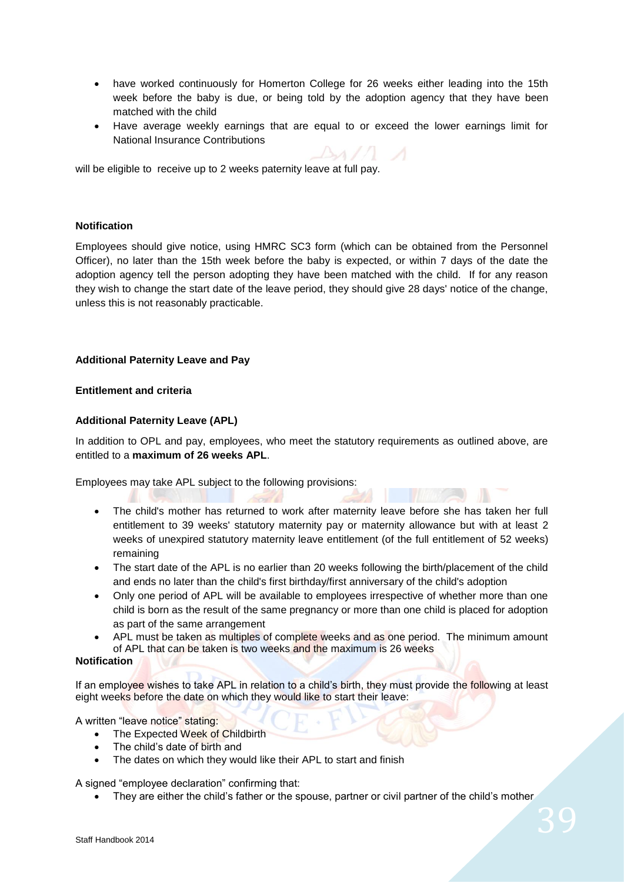- have worked continuously for Homerton College for 26 weeks either leading into the 15th week before the baby is due, or being told by the adoption agency that they have been matched with the child
- Have average weekly earnings that are equal to or exceed the lower earnings limit for National Insurance Contributions

will be eligible to receive up to 2 weeks paternity leave at full pay.

**Notification**

Employees should give notice, using HMRC SC3 form (which can be obtained from the Personnel Officer), no later than the 15th week before the baby is expected, or within 7 days of the date the adoption agency tell the person adopting they have been matched with the child. If for any reason they wish to change the start date of the leave period, they should give 28 days' notice of the change, unless this is not reasonably practicable.

**Additional Paternity Leave and Pay**

**Entitlement and criteria**

**Additional Paternity Leave (APL)**

In addition to OPL and pay, employees, who meet the statutory requirements as outlined above, are entitled to a **maximum of 26 weeks APL**.

Employees may take APL subject to the following provisions:

- The child's mother has returned to work after maternity leave before she has taken her full entitlement to 39 weeks' statutory maternity pay or maternity allowance but with at least 2 weeks of unexpired statutory maternity leave entitlement (of the full entitlement of 52 weeks) remaining
- The start date of the APL is no earlier than 20 weeks following the birth/placement of the child and ends no later than the child's first birthday/first anniversary of the child's adoption
- Only one period of APL will be available to employees irrespective of whether more than one child is born as the result of the same pregnancy or more than one child is placed for adoption as part of the same arrangement
- APL must be taken as multiples of complete weeks and as one period. The minimum amount of APL that can be taken is two weeks and the maximum is 26 weeks

**Notification**

If an employee wishes to take APL in relation to a child's birth, they must provide the following at least eight weeks before the date on which they would like to start their leave:

A written "leave notice" stating:

- The Expected Week of Childbirth
- The child's date of birth and
- The dates on which they would like their APL to start and finish

A signed "employee declaration" confirming that:

- They are either the child's father or the spouse, partner or civil partner of the child's mother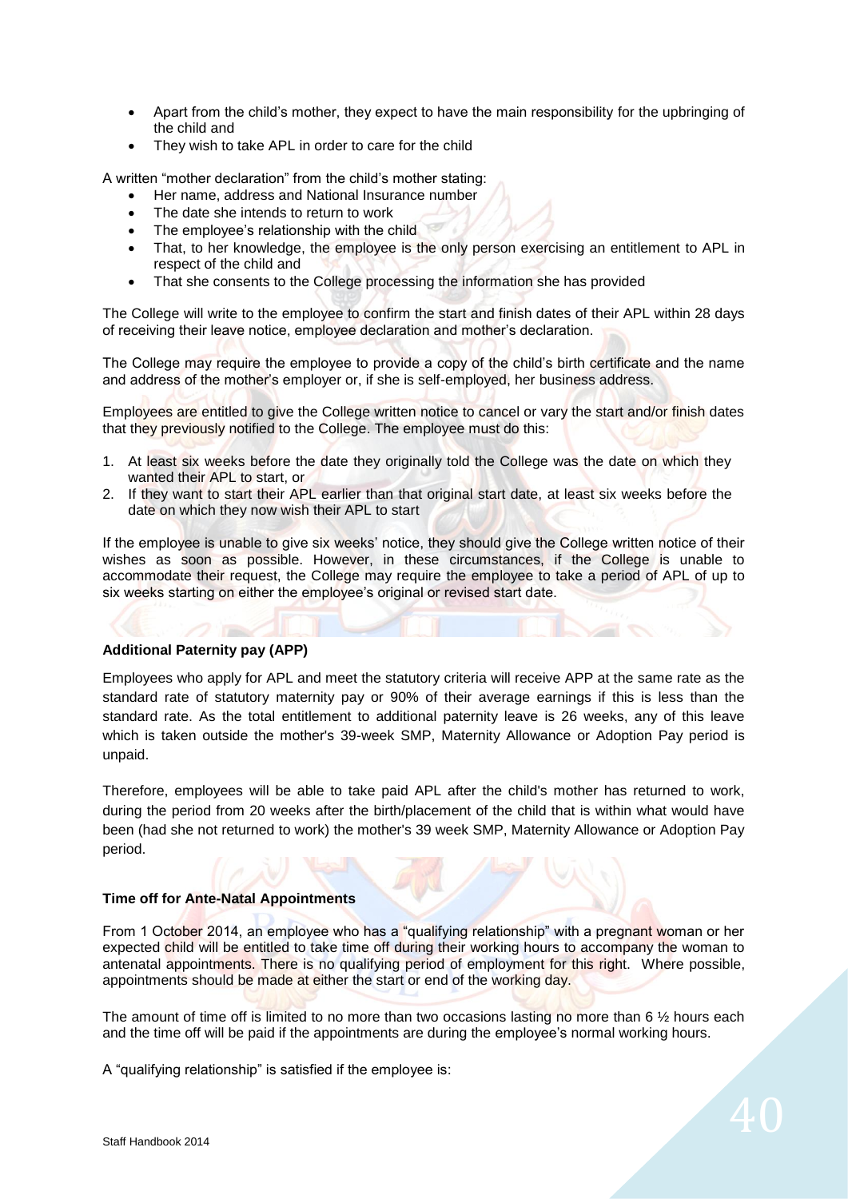- Apart from the child's mother, they expect to have the main responsibility for the upbringing of the child and
- They wish to take APL in order to care for the child

A written "mother declaration" from the child's mother stating:

- Her name, address and National Insurance number
- The date she intends to return to work
- The employee's relationship with the child
- That, to her knowledge, the employee is the only person exercising an entitlement to APL in respect of the child and
- That she consents to the College processing the information she has provided

The College will write to the employee to confirm the start and finish dates of their APL within 28 days of receiving their leave notice, employee declaration and mother's declaration.

The College may require the employee to provide a copy of the child's birth certificate and the name and address of the mother's employer or, if she is self-employed, her business address.

Employees are entitled to give the College written notice to cancel or vary the start and/or finish dates that they previously notified to the College. The employee must do this:

1. At least six weeks before the date they originally told the College was the date on which they wanted their APL to start, or
2. If they want to start their APL earlier than that original start date, at least six weeks before the date on which they now wish their APL to start

If the employee is unable to give six weeks' notice, they should give the College written notice of their wishes as soon as possible. However, in these circumstances, if the College is unable to accommodate their request, the College may require the employee to take a period of APL of up to six weeks starting on either the employee's original or revised start date.

**Additional Paternity pay (APP)**

Employees who apply for APL and meet the statutory criteria will receive APP at the same rate as the standard rate of statutory maternity pay or 90% of their average earnings if this is less than the standard rate. As the total entitlement to additional paternity leave is 26 weeks, any of this leave which is taken outside the mother's 39-week SMP, Maternity Allowance or Adoption Pay period is unpaid.

Therefore, employees will be able to take paid APL after the child's mother has returned to work, during the period from 20 weeks after the birth/placement of the child that is within what would have been (had she not returned to work) the mother's 39 week SMP, Maternity Allowance or Adoption Pay period.

**Time off for Ante-Natal Appointments**

From 1 October 2014, an employee who has a "qualifying relationship" with a pregnant woman or her expected child will be entitled to take time off during their working hours to accompany the woman to antenatal appointments. There is no qualifying period of employment for this right. Where possible, appointments should be made at either the start or end of the working day.

The amount of time off is limited to no more than two occasions lasting no more than 6 ½ hours each and the time off will be paid if the appointments are during the employee's normal working hours.

A "qualifying relationship" is satisfied if the employee is: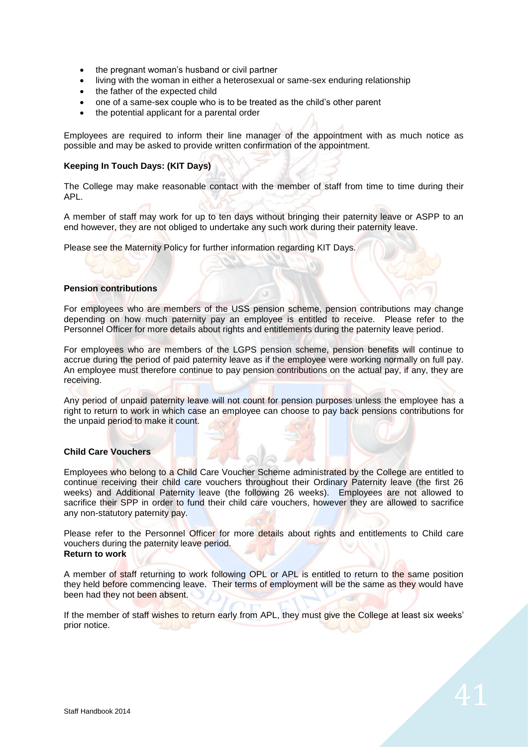- the pregnant woman's husband or civil partner
- living with the woman in either a heterosexual or same-sex enduring relationship
- the father of the expected child
- one of a same-sex couple who is to be treated as the child's other parent
- the potential applicant for a parental order

Employees are required to inform their line manager of the appointment with as much notice as possible and may be asked to provide written confirmation of the appointment.

**Keeping In Touch Days: (KIT Days)**

The College may make reasonable contact with the member of staff from time to time during their APL.

A member of staff may work for up to ten days without bringing their paternity leave or ASPP to an end however, they are not obliged to undertake any such work during their paternity leave.

Please see the Maternity Policy for further information regarding KIT Days.

**Pension contributions**

For employees who are members of the USS pension scheme, pension contributions may change depending on how much paternity pay an employee is entitled to receive. Please refer to the Personnel Officer for more details about rights and entitlements during the paternity leave period.

For employees who are members of the LGPS pension scheme, pension benefits will continue to accrue during the period of paid paternity leave as if the employee were working normally on full pay. An employee must therefore continue to pay pension contributions on the actual pay, if any, they are receiving.

Any period of unpaid paternity leave will not count for pension purposes unless the employee has a right to return to work in which case an employee can choose to pay back pensions contributions for the unpaid period to make it count.

**Child Care Vouchers**

Employees who belong to a Child Care Voucher Scheme administrated by the College are entitled to continue receiving their child care vouchers throughout their Ordinary Paternity leave (the first 26 weeks) and Additional Paternity leave (the following 26 weeks). Employees are not allowed to sacrifice their SPP in order to fund their child care vouchers, however they are allowed to sacrifice any non-statutory paternity pay.

Please refer to the Personnel Officer for more details about rights and entitlements to Child care vouchers during the paternity leave period.

**Return to work**

A member of staff returning to work following OPL or APL is entitled to return to the same position they held before commencing leave. Their terms of employment will be the same as they would have been had they not been absent.

If the member of staff wishes to return early from APL, they must give the College at least six weeks' prior notice.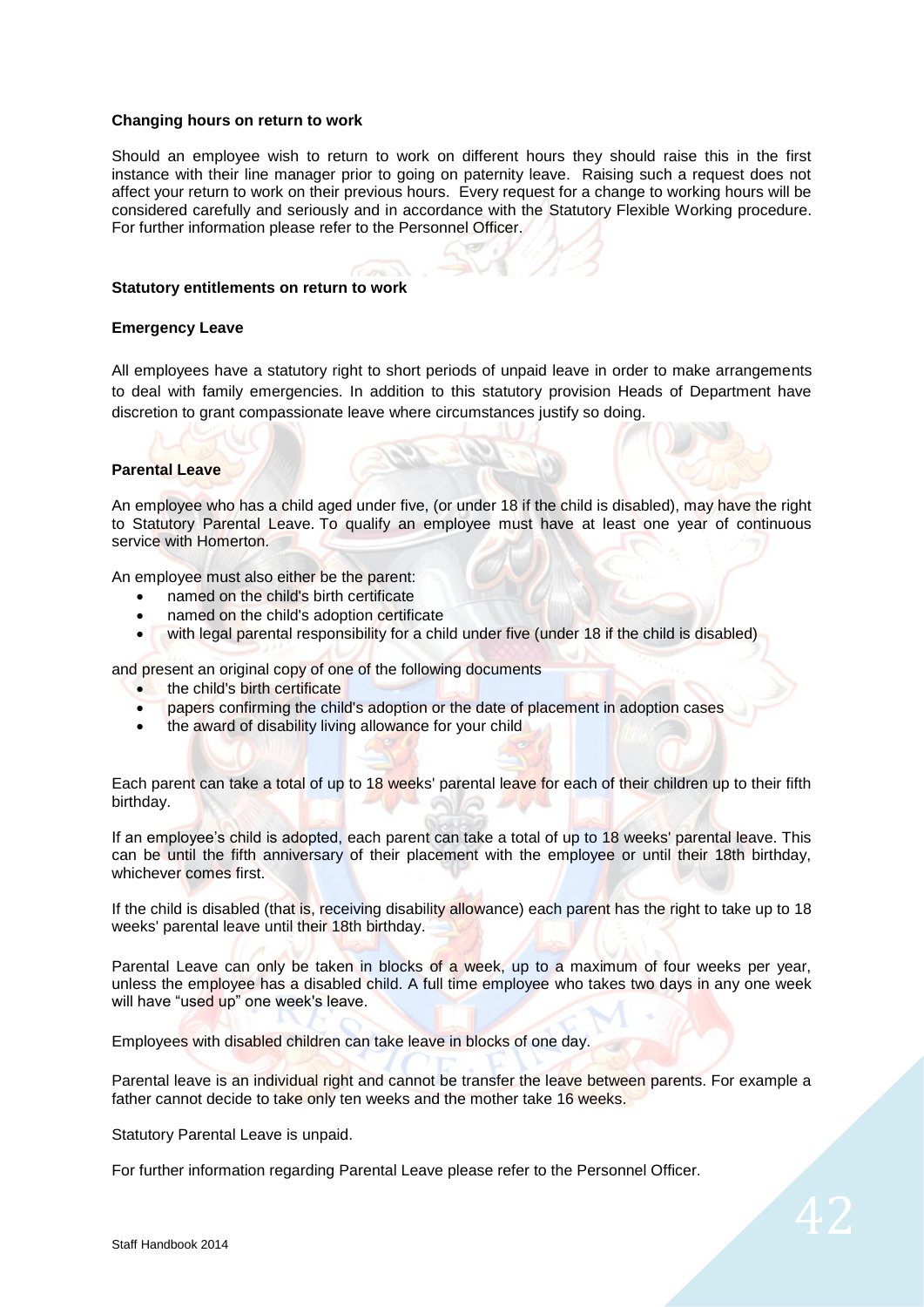**Changing hours on return to work**

Should an employee wish to return to work on different hours they should raise this in the first instance with their line manager prior to going on paternity leave. Raising such a request does not affect your return to work on their previous hours. Every request for a change to working hours will be considered carefully and seriously and in accordance with the Statutory Flexible Working procedure. For further information please refer to the Personnel Officer.

**Statutory entitlements on return to work**

**Emergency Leave**

All employees have a statutory right to short periods of unpaid leave in order to make arrangements to deal with family emergencies. In addition to this statutory provision Heads of Department have discretion to grant compassionate leave where circumstances justify so doing.

**Parental Leave**

An employee who has a child aged under five, (or under 18 if the child is disabled), may have the right to Statutory Parental Leave. To qualify an employee must have at least one year of continuous service with Homerton.

An employee must also either be the parent:

- named on the child's birth certificate
- named on the child's adoption certificate
- with legal parental responsibility for a child under five (under 18 if the child is disabled)

and present an original copy of one of the following documents

- the child's birth certificate
- papers confirming the child's adoption or the date of placement in adoption cases
- the award of disability living allowance for your child

Each parent can take a total of up to 18 weeks' parental leave for each of their children up to their fifth birthday.

If an employee's child is adopted, each parent can take a total of up to 18 weeks' parental leave. This can be until the fifth anniversary of their placement with the employee or until their 18th birthday, whichever comes first.

If the child is disabled (that is, receiving disability allowance) each parent has the right to take up to 18 weeks' parental leave until their 18th birthday.

Parental Leave can only be taken in blocks of a week, up to a maximum of four weeks per year, unless the employee has a disabled child. A full time employee who takes two days in any one week will have "used up" one week's leave.

Employees with disabled children can take leave in blocks of one day.

Parental leave is an individual right and cannot be transfer the leave between parents. For example a father cannot decide to take only ten weeks and the mother take 16 weeks.

Statutory Parental Leave is unpaid.

For further information regarding Parental Leave please refer to the Personnel Officer.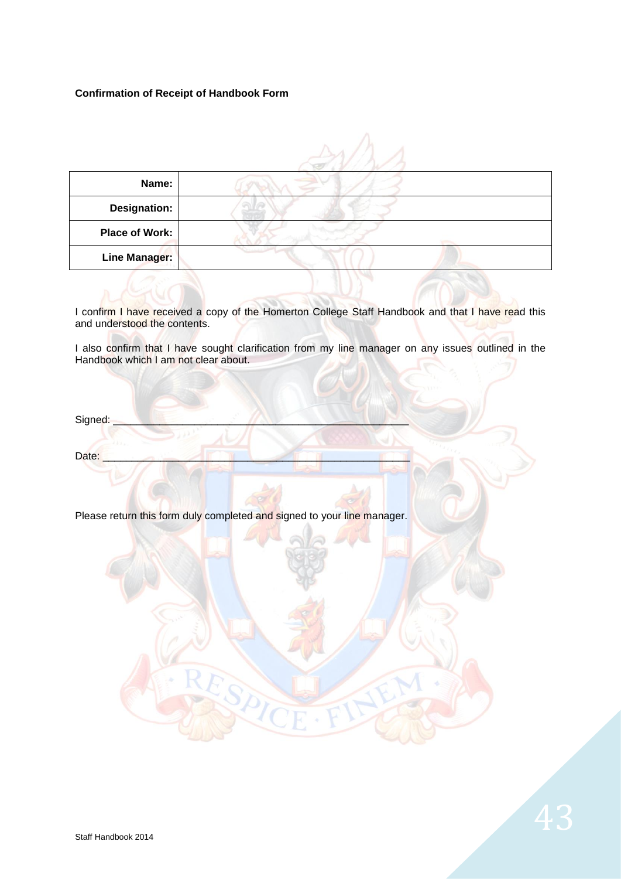**Confirmation of Receipt of Handbook Form**

| | |
|---|---|
| **Name:** | |
| **Designation:** | |
| **Place of Work:** | |
| **Line Manager:** | |

I confirm I have received a copy of the Homerton College Staff Handbook and that I have read this and understood the contents.

I also confirm that I have sought clarification from my line manager on any issues outlined in the Handbook which I am not clear about.

Signed: ___________________________________________________

Date: _____________________________________________________

Please return this form duly completed and signed to your line manager.